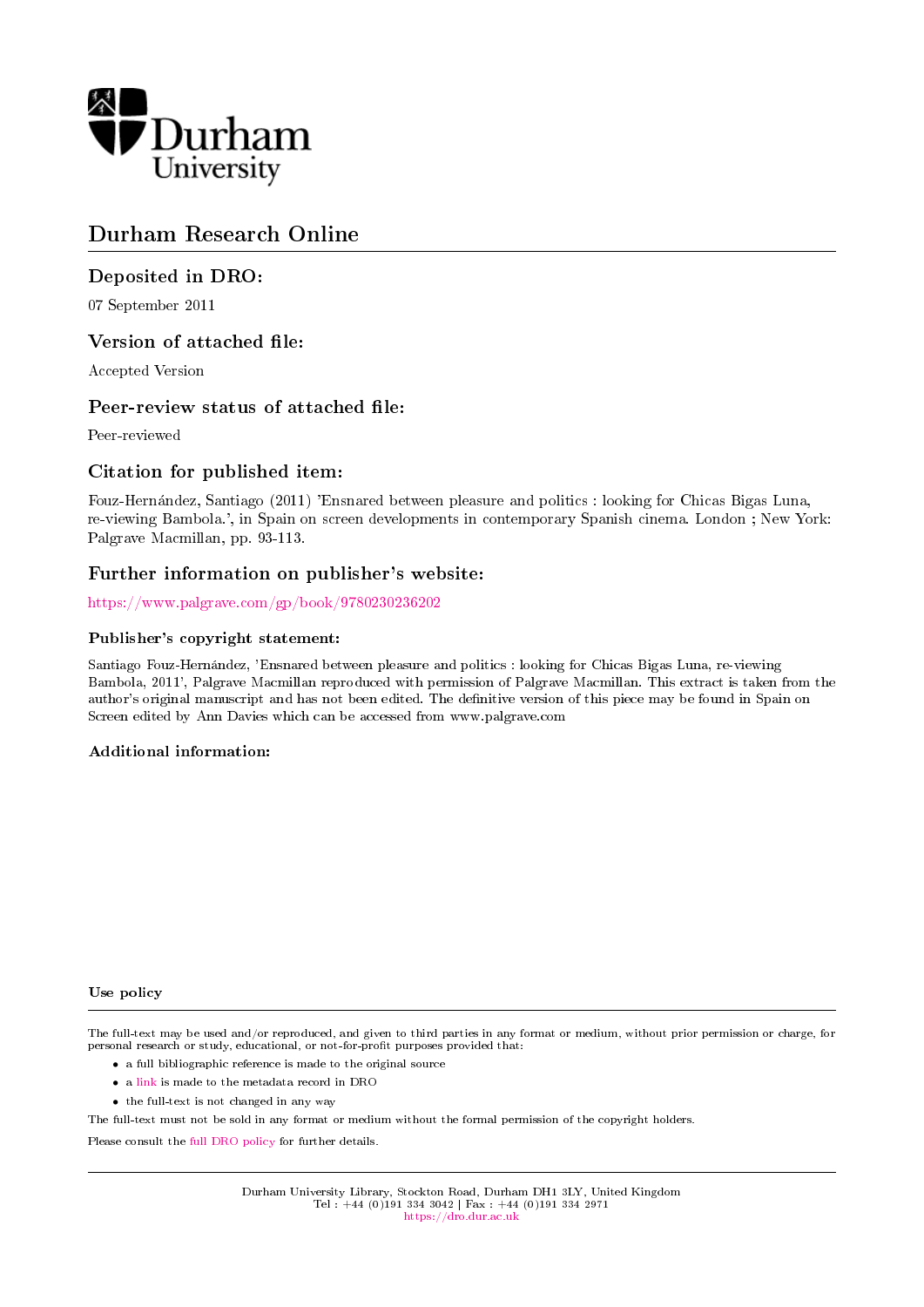Durham University

# Durham Research Online

## Deposited in DRO:

07 September 2011

## Version of attached file:

Accepted Version

## Peer-review status of attached file:

Peer-reviewed

## Citation for published item:

Fouz-Hernández, Santiago (2011) 'Ensnared between pleasure and politics : looking for Chicas Bigas Luna, re-viewing Bambola.', in Spain on screen developments in contemporary Spanish cinema. London ; New York: Palgrave Macmillan, pp. 93-113.

## Further information on publisher's website:

https://www.palgrave.com/gp/book/9780230236202

### Publisher's copyright statement:

Santiago Fouz-Hernández, 'Ensnared between pleasure and politics : looking for Chicas Bigas Luna, re-viewing Bambola, 2011', Palgrave Macmillan reproduced with permission of Palgrave Macmillan. This extract is taken from the author's original manuscript and has not been edited. The definitive version of this piece may be found in Spain on Screen edited by Ann Davies which can be accessed from www.palgrave.com

### Additional information:

### Use policy

The full-text may be used and/or reproduced, and given to third parties in any format or medium, without prior permission or charge, for personal research or study, educational, or not-for-profit purposes provided that:

- a full bibliographic reference is made to the original source
- a link is made to the metadata record in DRO
- the full-text is not changed in any way

The full-text must not be sold in any format or medium without the formal permission of the copyright holders.

Please consult the full DRO policy for further details.

Durham University Library, Stockton Road, Durham DH1 3LY, United Kingdom
Tel : +44 (0)191 334 3042 | Fax : +44 (0)191 334 2971
https://dro.dur.ac.uk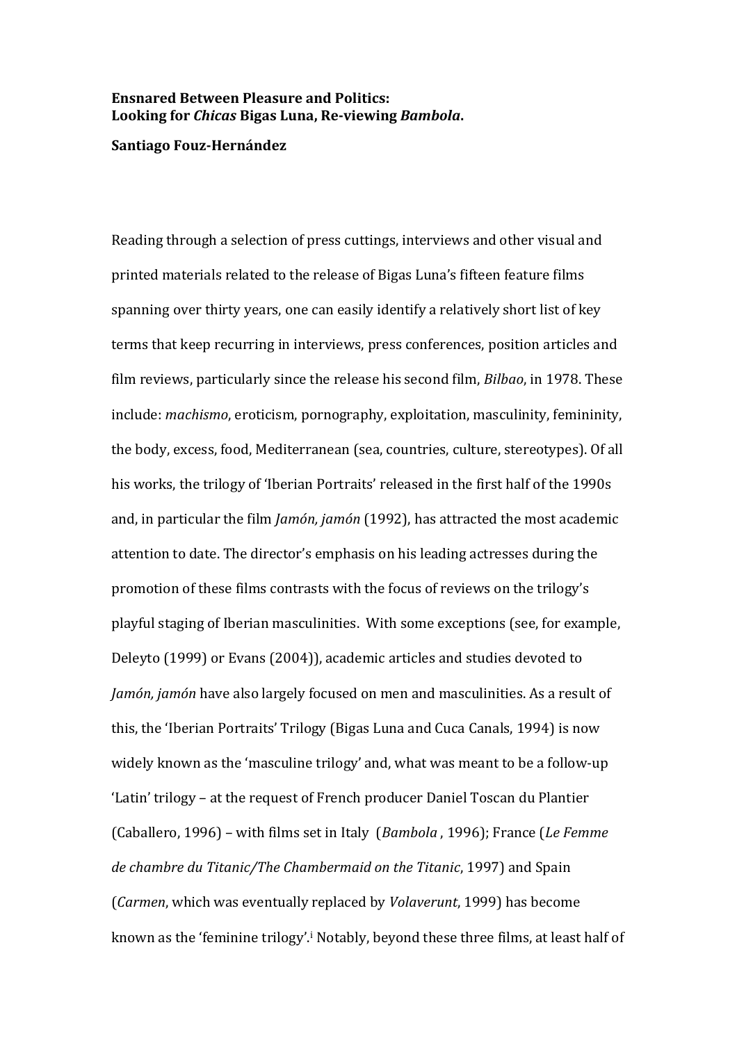**Ensnared Between Pleasure and Politics:**
**Looking for *Chicas* Bigas Luna, Re-viewing *Bambola*.**

**Santiago Fouz-Hernández**

Reading through a selection of press cuttings, interviews and other visual and printed materials related to the release of Bigas Luna's fifteen feature films spanning over thirty years, one can easily identify a relatively short list of key terms that keep recurring in interviews, press conferences, position articles and film reviews, particularly since the release his second film, *Bilbao*, in 1978. These include: *machismo*, eroticism, pornography, exploitation, masculinity, femininity, the body, excess, food, Mediterranean (sea, countries, culture, stereotypes). Of all his works, the trilogy of 'Iberian Portraits' released in the first half of the 1990s and, in particular the film *Jamón, jamón* (1992), has attracted the most academic attention to date. The director's emphasis on his leading actresses during the promotion of these films contrasts with the focus of reviews on the trilogy's playful staging of Iberian masculinities. With some exceptions (see, for example, Deleyto (1999) or Evans (2004)), academic articles and studies devoted to *Jamón, jamón* have also largely focused on men and masculinities. As a result of this, the 'Iberian Portraits' Trilogy (Bigas Luna and Cuca Canals, 1994) is now widely known as the 'masculine trilogy' and, what was meant to be a follow-up 'Latin' trilogy – at the request of French producer Daniel Toscan du Plantier (Caballero, 1996) – with films set in Italy (*Bambola* , 1996); France (*Le Femme de chambre du Titanic/The Chambermaid on the Titanic*, 1997) and Spain (*Carmen*, which was eventually replaced by *Volaverunt*, 1999) has become known as the 'feminine trilogy'.[i] Notably, beyond these three films, at least half of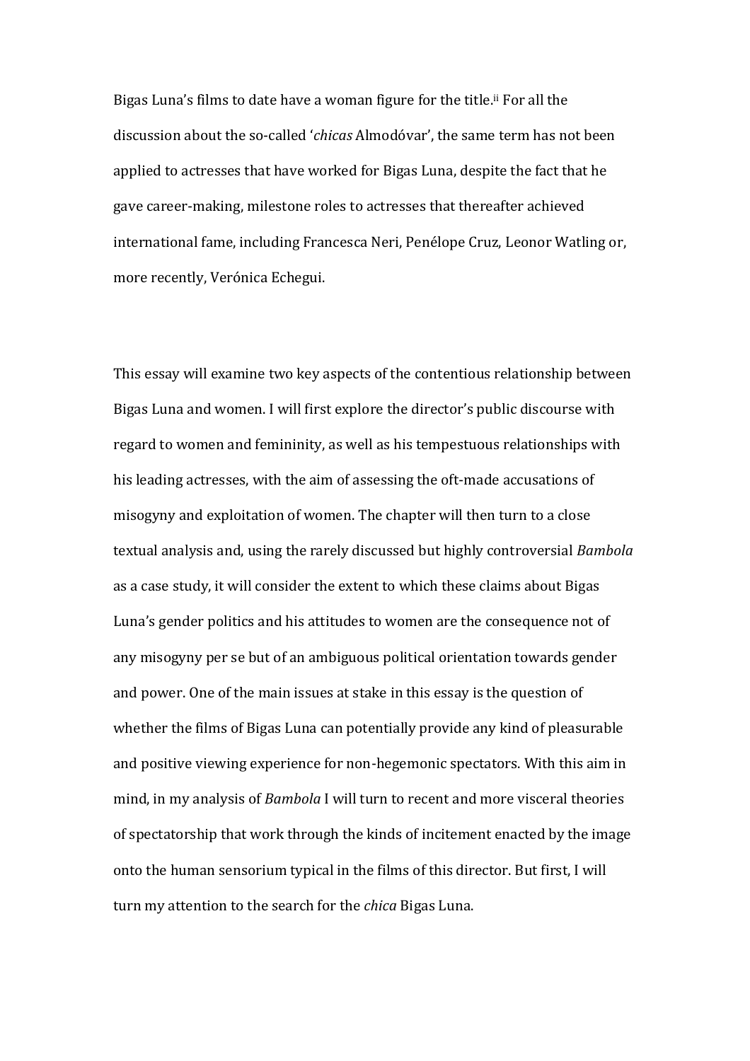Bigas Luna's films to date have a woman figure for the title.[ii] For all the discussion about the so-called '*chicas* Almodóvar', the same term has not been applied to actresses that have worked for Bigas Luna, despite the fact that he gave career-making, milestone roles to actresses that thereafter achieved international fame, including Francesca Neri, Penélope Cruz, Leonor Watling or, more recently, Verónica Echegui.

This essay will examine two key aspects of the contentious relationship between Bigas Luna and women. I will first explore the director's public discourse with regard to women and femininity, as well as his tempestuous relationships with his leading actresses, with the aim of assessing the oft-made accusations of misogyny and exploitation of women. The chapter will then turn to a close textual analysis and, using the rarely discussed but highly controversial *Bambola* as a case study, it will consider the extent to which these claims about Bigas Luna's gender politics and his attitudes to women are the consequence not of any misogyny per se but of an ambiguous political orientation towards gender and power. One of the main issues at stake in this essay is the question of whether the films of Bigas Luna can potentially provide any kind of pleasurable and positive viewing experience for non-hegemonic spectators. With this aim in mind, in my analysis of *Bambola* I will turn to recent and more visceral theories of spectatorship that work through the kinds of incitement enacted by the image onto the human sensorium typical in the films of this director. But first, I will turn my attention to the search for the *chica* Bigas Luna.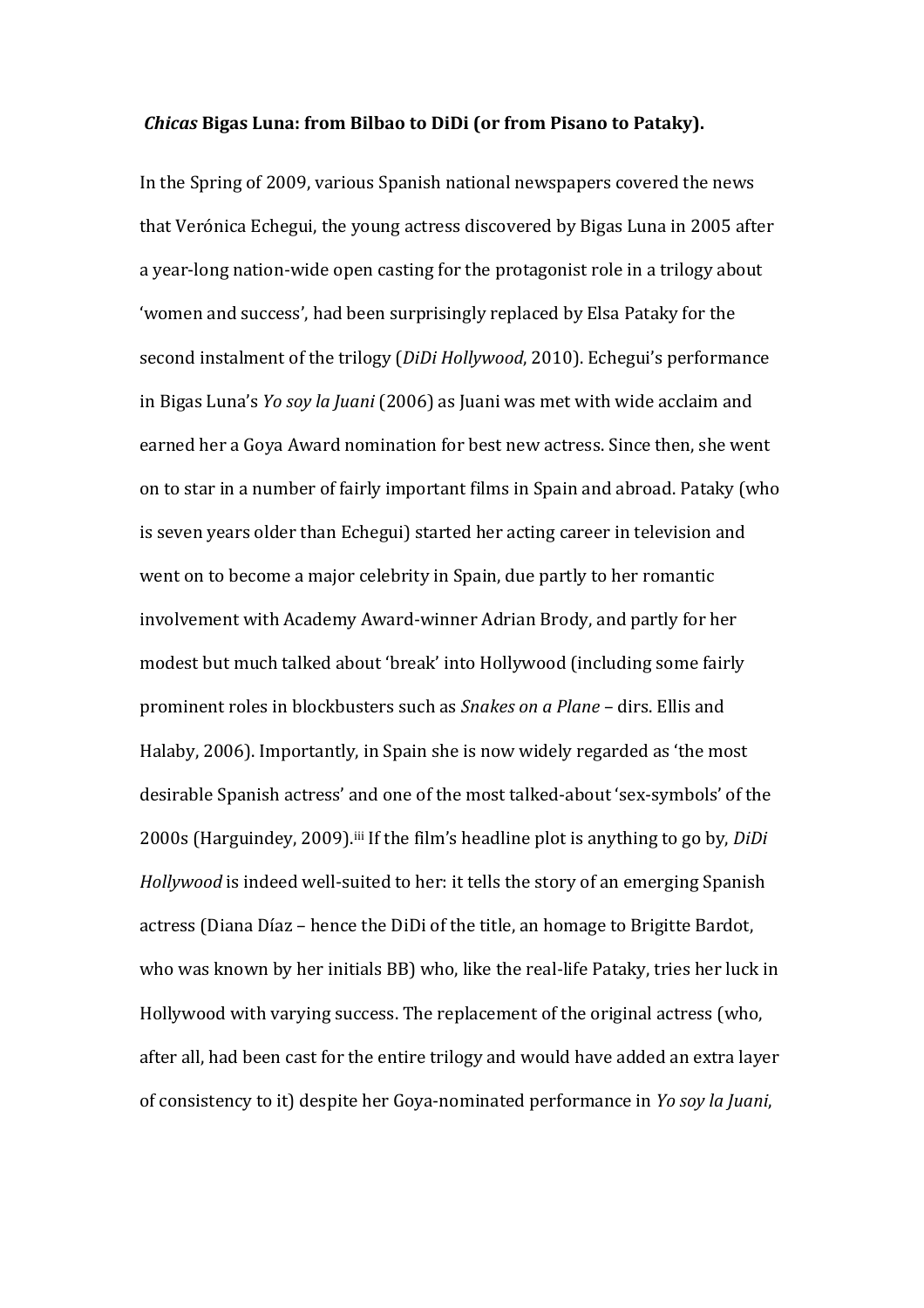***Chicas* Bigas Luna: from Bilbao to DiDi (or from Pisano to Pataky).**

In the Spring of 2009, various Spanish national newspapers covered the news that Verónica Echegui, the young actress discovered by Bigas Luna in 2005 after a year-long nation-wide open casting for the protagonist role in a trilogy about 'women and success', had been surprisingly replaced by Elsa Pataky for the second instalment of the trilogy (*DiDi Hollywood*, 2010). Echegui's performance in Bigas Luna's *Yo soy la Juani* (2006) as Juani was met with wide acclaim and earned her a Goya Award nomination for best new actress. Since then, she went on to star in a number of fairly important films in Spain and abroad. Pataky (who is seven years older than Echegui) started her acting career in television and went on to become a major celebrity in Spain, due partly to her romantic involvement with Academy Award-winner Adrian Brody, and partly for her modest but much talked about 'break' into Hollywood (including some fairly prominent roles in blockbusters such as *Snakes on a Plane* – dirs. Ellis and Halaby, 2006). Importantly, in Spain she is now widely regarded as 'the most desirable Spanish actress' and one of the most talked-about 'sex-symbols' of the 2000s (Harguindey, 2009).[iii] If the film's headline plot is anything to go by, *DiDi Hollywood* is indeed well-suited to her: it tells the story of an emerging Spanish actress (Diana Díaz – hence the DiDi of the title, an homage to Brigitte Bardot, who was known by her initials BB) who, like the real-life Pataky, tries her luck in Hollywood with varying success. The replacement of the original actress (who, after all, had been cast for the entire trilogy and would have added an extra layer of consistency to it) despite her Goya-nominated performance in *Yo soy la Juani*,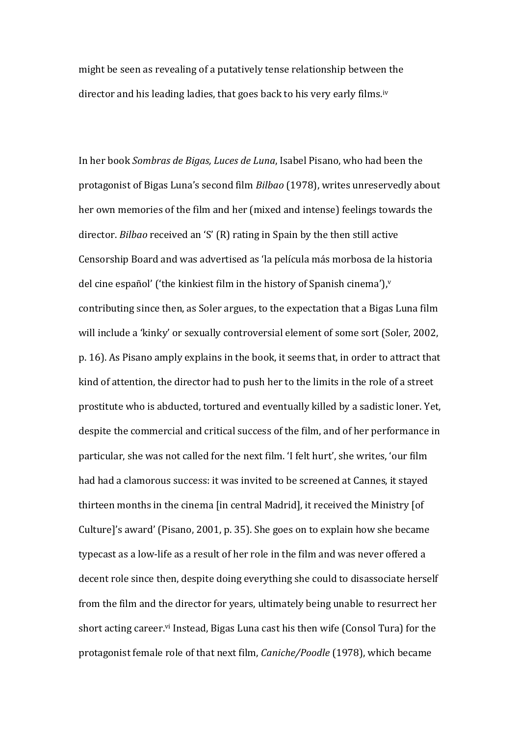might be seen as revealing of a putatively tense relationship between the director and his leading ladies, that goes back to his very early films.[iv]

In her book *Sombras de Bigas, Luces de Luna*, Isabel Pisano, who had been the protagonist of Bigas Luna's second film *Bilbao* (1978), writes unreservedly about her own memories of the film and her (mixed and intense) feelings towards the director. *Bilbao* received an 'S' (R) rating in Spain by the then still active Censorship Board and was advertised as 'la película más morbosa de la historia del cine español' ('the kinkiest film in the history of Spanish cinema'),[v] contributing since then, as Soler argues, to the expectation that a Bigas Luna film will include a 'kinky' or sexually controversial element of some sort (Soler, 2002, p. 16). As Pisano amply explains in the book, it seems that, in order to attract that kind of attention, the director had to push her to the limits in the role of a street prostitute who is abducted, tortured and eventually killed by a sadistic loner. Yet, despite the commercial and critical success of the film, and of her performance in particular, she was not called for the next film. 'I felt hurt', she writes, 'our film had had a clamorous success: it was invited to be screened at Cannes, it stayed thirteen months in the cinema [in central Madrid], it received the Ministry [of Culture]'s award' (Pisano, 2001, p. 35). She goes on to explain how she became typecast as a low-life as a result of her role in the film and was never offered a decent role since then, despite doing everything she could to disassociate herself from the film and the director for years, ultimately being unable to resurrect her short acting career.[vi] Instead, Bigas Luna cast his then wife (Consol Tura) for the protagonist female role of that next film, *Caniche/Poodle* (1978), which became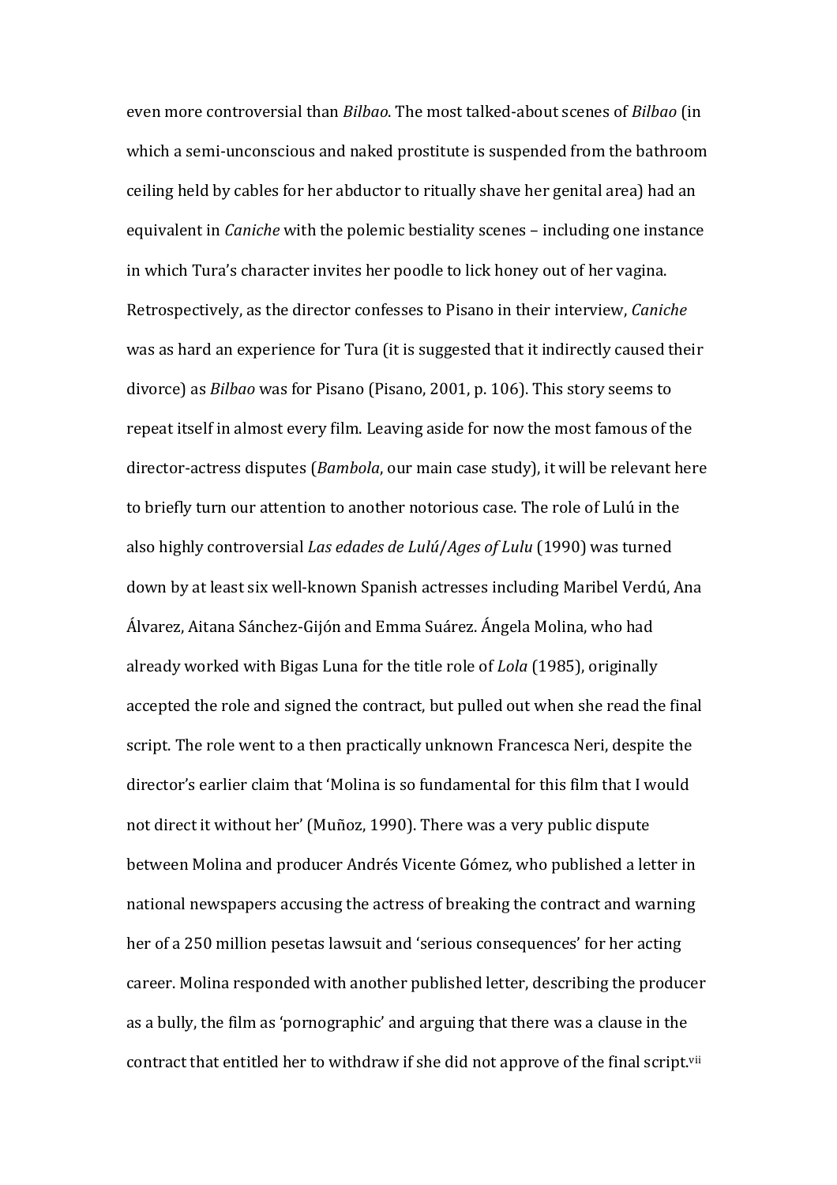even more controversial than *Bilbao*. The most talked-about scenes of *Bilbao* (in which a semi-unconscious and naked prostitute is suspended from the bathroom ceiling held by cables for her abductor to ritually shave her genital area) had an equivalent in *Caniche* with the polemic bestiality scenes – including one instance in which Tura's character invites her poodle to lick honey out of her vagina. Retrospectively, as the director confesses to Pisano in their interview, *Caniche* was as hard an experience for Tura (it is suggested that it indirectly caused their divorce) as *Bilbao* was for Pisano (Pisano, 2001, p. 106). This story seems to repeat itself in almost every film. Leaving aside for now the most famous of the director-actress disputes (*Bambola*, our main case study), it will be relevant here to briefly turn our attention to another notorious case. The role of Lulú in the also highly controversial *Las edades de Lulú*/*Ages of Lulu* (1990) was turned down by at least six well-known Spanish actresses including Maribel Verdú, Ana Álvarez, Aitana Sánchez-Gijón and Emma Suárez. Ángela Molina, who had already worked with Bigas Luna for the title role of *Lola* (1985), originally accepted the role and signed the contract, but pulled out when she read the final script. The role went to a then practically unknown Francesca Neri, despite the director's earlier claim that 'Molina is so fundamental for this film that I would not direct it without her' (Muñoz, 1990). There was a very public dispute between Molina and producer Andrés Vicente Gómez, who published a letter in national newspapers accusing the actress of breaking the contract and warning her of a 250 million pesetas lawsuit and 'serious consequences' for her acting career. Molina responded with another published letter, describing the producer as a bully, the film as 'pornographic' and arguing that there was a clause in the contract that entitled her to withdraw if she did not approve of the final script.[vii]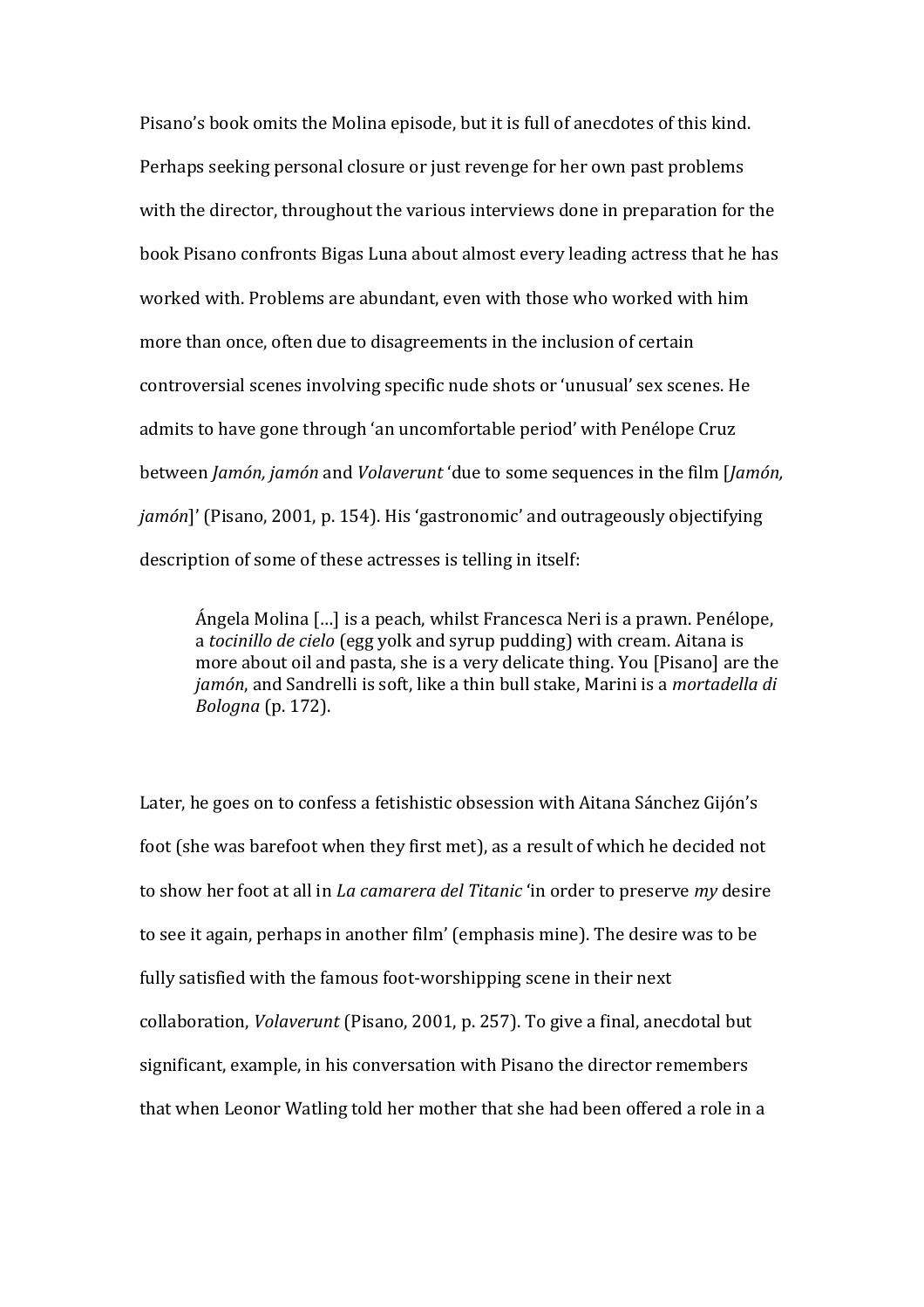Pisano's book omits the Molina episode, but it is full of anecdotes of this kind. Perhaps seeking personal closure or just revenge for her own past problems with the director, throughout the various interviews done in preparation for the book Pisano confronts Bigas Luna about almost every leading actress that he has worked with. Problems are abundant, even with those who worked with him more than once, often due to disagreements in the inclusion of certain controversial scenes involving specific nude shots or 'unusual' sex scenes. He admits to have gone through 'an uncomfortable period' with Penélope Cruz between *Jamón, jamón* and *Volaverunt* 'due to some sequences in the film [*Jamón, jamón*]' (Pisano, 2001, p. 154). His 'gastronomic' and outrageously objectifying description of some of these actresses is telling in itself:

> Ángela Molina [...] is a peach, whilst Francesca Neri is a prawn. Penélope, a *tocinillo de cielo* (egg yolk and syrup pudding) with cream. Aitana is more about oil and pasta, she is a very delicate thing. You [Pisano] are the *jamón*, and Sandrelli is soft, like a thin bull stake, Marini is a *mortadella di Bologna* (p. 172).

Later, he goes on to confess a fetishistic obsession with Aitana Sánchez Gijón's foot (she was barefoot when they first met), as a result of which he decided not to show her foot at all in *La camarera del Titanic* 'in order to preserve *my* desire to see it again, perhaps in another film' (emphasis mine). The desire was to be fully satisfied with the famous foot-worshipping scene in their next collaboration, *Volaverunt* (Pisano, 2001, p. 257). To give a final, anecdotal but significant, example, in his conversation with Pisano the director remembers that when Leonor Watling told her mother that she had been offered a role in a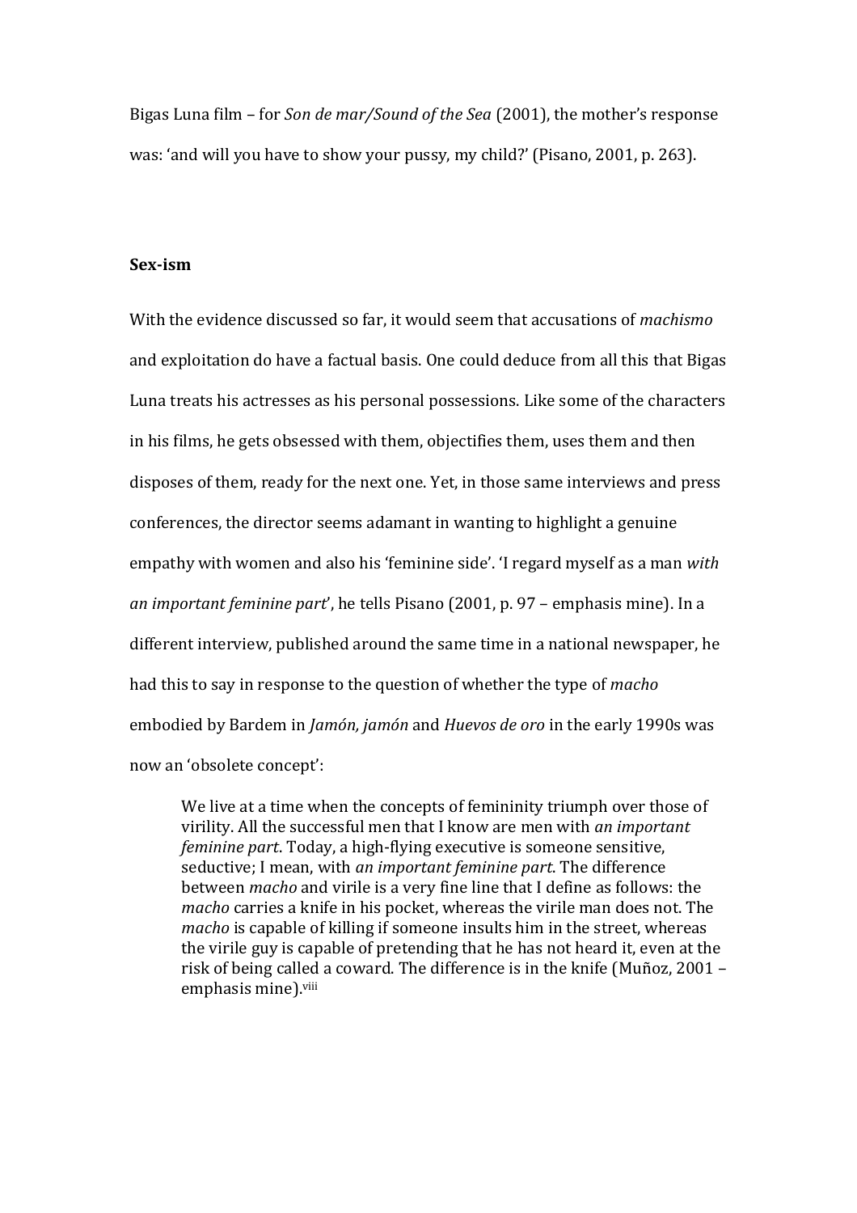Bigas Luna film – for *Son de mar/Sound of the Sea* (2001), the mother's response was: 'and will you have to show your pussy, my child?' (Pisano, 2001, p. 263).

**Sex-ism**

With the evidence discussed so far, it would seem that accusations of *machismo* and exploitation do have a factual basis. One could deduce from all this that Bigas Luna treats his actresses as his personal possessions. Like some of the characters in his films, he gets obsessed with them, objectifies them, uses them and then disposes of them, ready for the next one. Yet, in those same interviews and press conferences, the director seems adamant in wanting to highlight a genuine empathy with women and also his 'feminine side'. 'I regard myself as a man *with an important feminine part*', he tells Pisano (2001, p. 97 – emphasis mine). In a different interview, published around the same time in a national newspaper, he had this to say in response to the question of whether the type of *macho* embodied by Bardem in *Jamón, jamón* and *Huevos de oro* in the early 1990s was now an 'obsolete concept':

> We live at a time when the concepts of femininity triumph over those of virility. All the successful men that I know are men with *an important feminine part*. Today, a high-flying executive is someone sensitive, seductive; I mean, with *an important feminine part*. The difference between *macho* and virile is a very fine line that I define as follows: the *macho* carries a knife in his pocket, whereas the virile man does not. The *macho* is capable of killing if someone insults him in the street, whereas the virile guy is capable of pretending that he has not heard it, even at the risk of being called a coward. The difference is in the knife (Muñoz, 2001 – emphasis mine).[viii]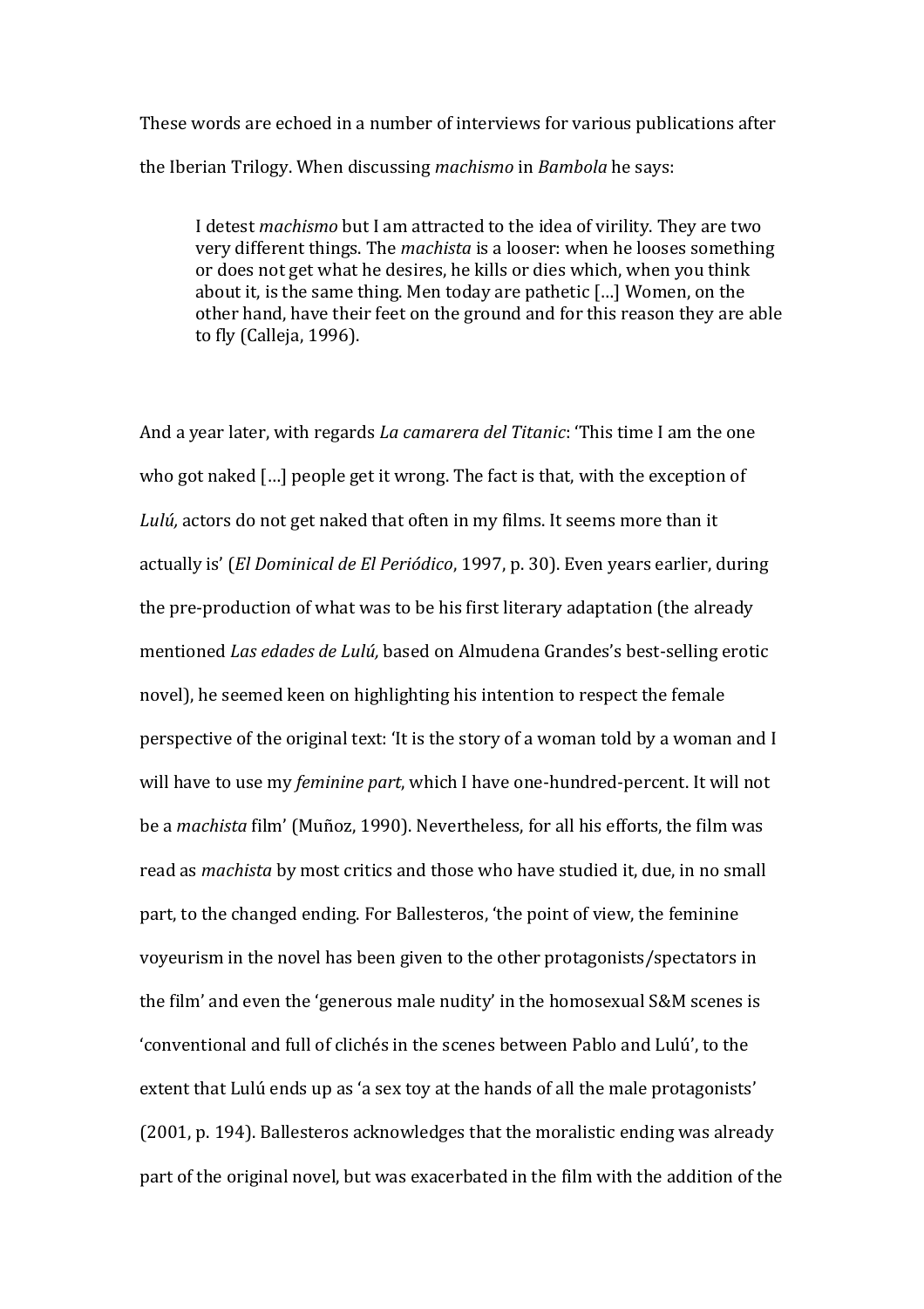These words are echoed in a number of interviews for various publications after the Iberian Trilogy. When discussing *machismo* in *Bambola* he says:

> I detest *machismo* but I am attracted to the idea of virility. They are two very different things. The *machista* is a looser: when he looses something or does not get what he desires, he kills or dies which, when you think about it, is the same thing. Men today are pathetic […] Women, on the other hand, have their feet on the ground and for this reason they are able to fly (Calleja, 1996).

And a year later, with regards *La camarera del Titanic*: 'This time I am the one who got naked […] people get it wrong. The fact is that, with the exception of *Lulú,* actors do not get naked that often in my films. It seems more than it actually is' (*El Dominical de El Periódico*, 1997, p. 30). Even years earlier, during the pre-production of what was to be his first literary adaptation (the already mentioned *Las edades de Lulú,* based on Almudena Grandes's best-selling erotic novel), he seemed keen on highlighting his intention to respect the female perspective of the original text: 'It is the story of a woman told by a woman and I will have to use my *feminine part*, which I have one-hundred-percent. It will not be a *machista* film' (Muñoz, 1990). Nevertheless, for all his efforts, the film was read as *machista* by most critics and those who have studied it, due, in no small part, to the changed ending. For Ballesteros, 'the point of view, the feminine voyeurism in the novel has been given to the other protagonists/spectators in the film' and even the 'generous male nudity' in the homosexual S&M scenes is 'conventional and full of clichés in the scenes between Pablo and Lulú', to the extent that Lulú ends up as 'a sex toy at the hands of all the male protagonists' (2001, p. 194). Ballesteros acknowledges that the moralistic ending was already part of the original novel, but was exacerbated in the film with the addition of the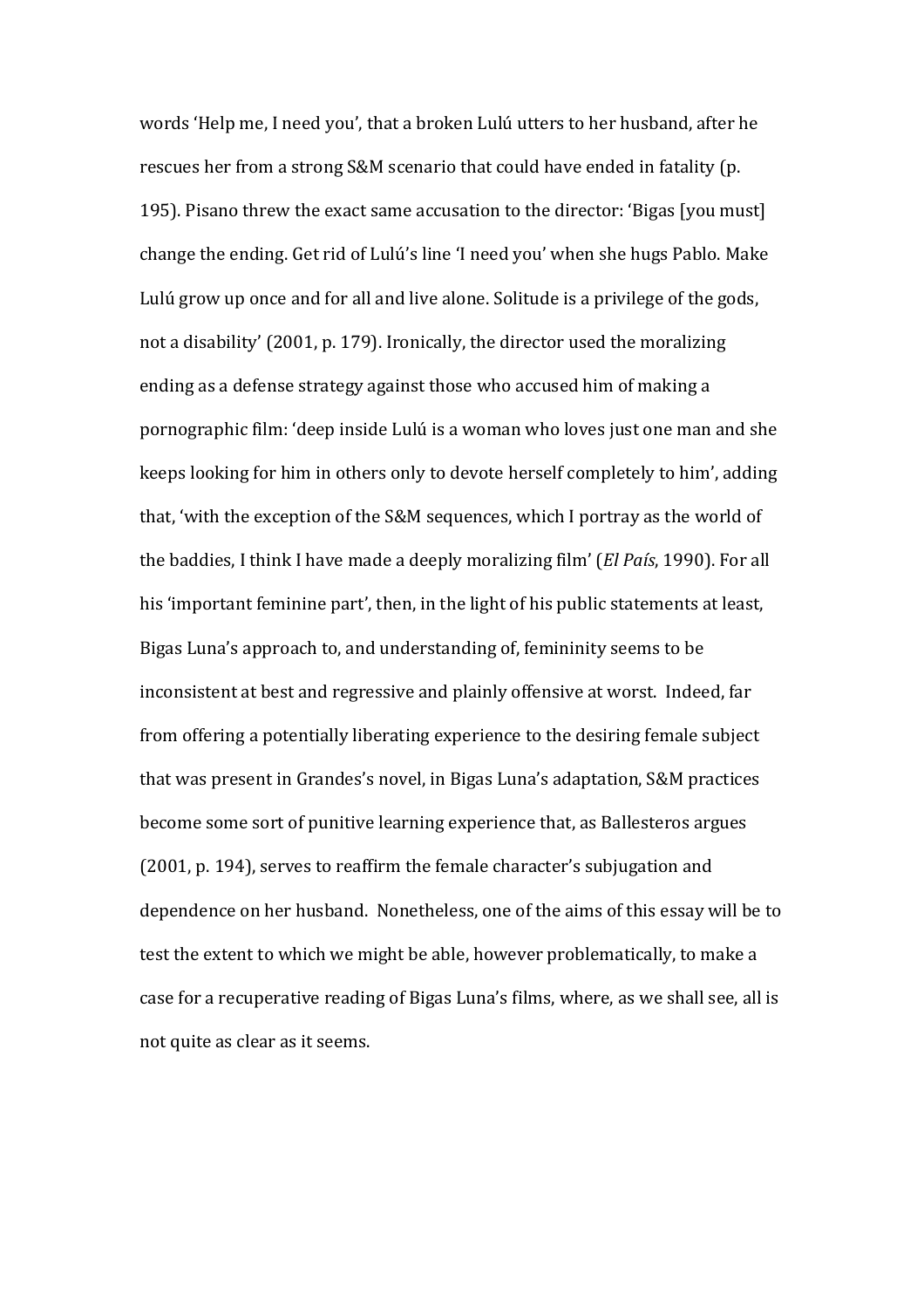words 'Help me, I need you', that a broken Lulú utters to her husband, after he rescues her from a strong S&M scenario that could have ended in fatality (p. 195). Pisano threw the exact same accusation to the director: 'Bigas [you must] change the ending. Get rid of Lulú's line 'I need you' when she hugs Pablo. Make Lulú grow up once and for all and live alone. Solitude is a privilege of the gods, not a disability' (2001, p. 179). Ironically, the director used the moralizing ending as a defense strategy against those who accused him of making a pornographic film: 'deep inside Lulú is a woman who loves just one man and she keeps looking for him in others only to devote herself completely to him', adding that, 'with the exception of the S&M sequences, which I portray as the world of the baddies, I think I have made a deeply moralizing film' (*El País*, 1990). For all his 'important feminine part', then, in the light of his public statements at least, Bigas Luna's approach to, and understanding of, femininity seems to be inconsistent at best and regressive and plainly offensive at worst. Indeed, far from offering a potentially liberating experience to the desiring female subject that was present in Grandes's novel, in Bigas Luna's adaptation, S&M practices become some sort of punitive learning experience that, as Ballesteros argues (2001, p. 194), serves to reaffirm the female character's subjugation and dependence on her husband. Nonetheless, one of the aims of this essay will be to test the extent to which we might be able, however problematically, to make a case for a recuperative reading of Bigas Luna's films, where, as we shall see, all is not quite as clear as it seems.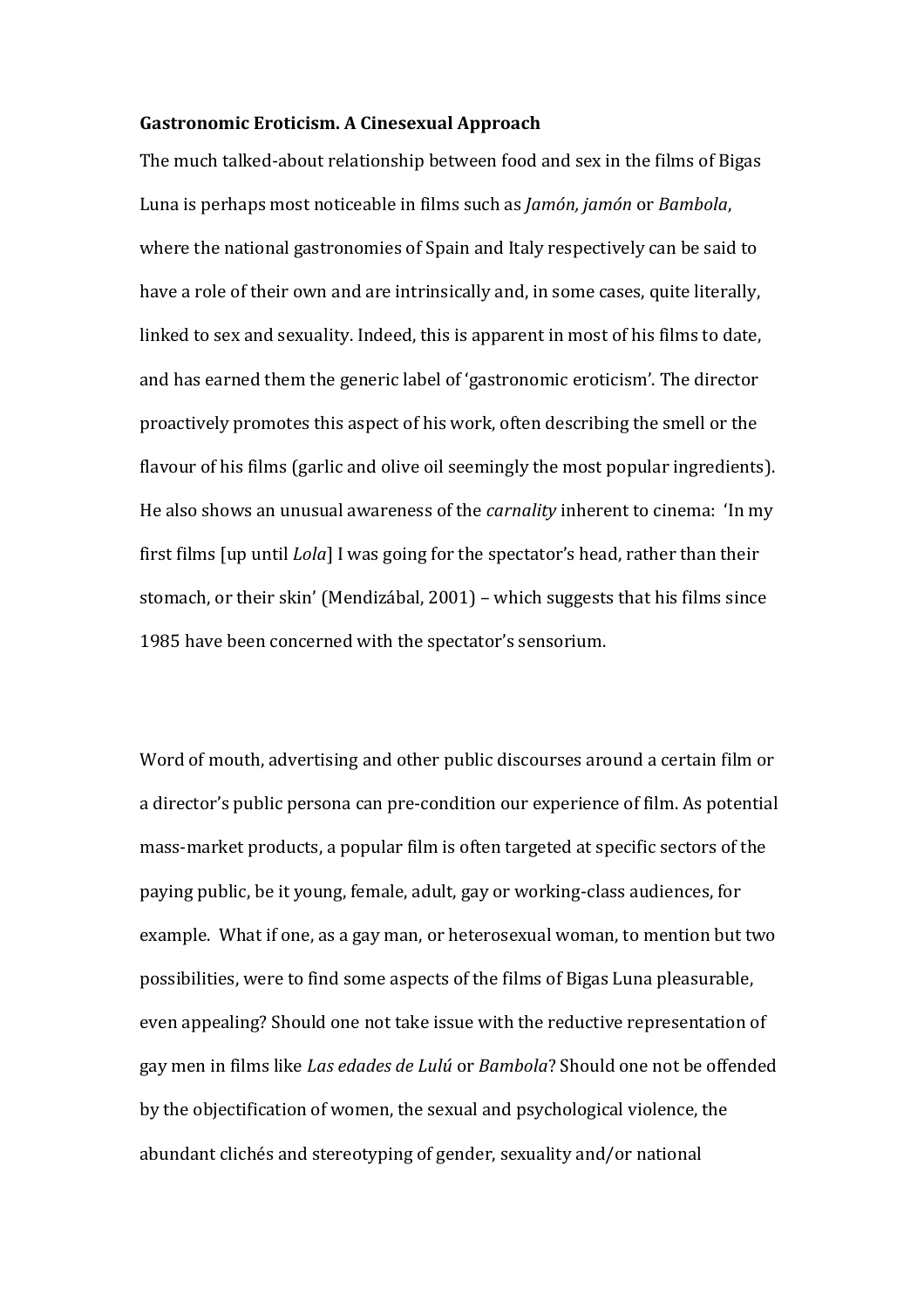**Gastronomic Eroticism. A Cinesexual Approach**

The much talked-about relationship between food and sex in the films of Bigas Luna is perhaps most noticeable in films such as *Jamón, jamón* or *Bambola*, where the national gastronomies of Spain and Italy respectively can be said to have a role of their own and are intrinsically and, in some cases, quite literally, linked to sex and sexuality. Indeed, this is apparent in most of his films to date, and has earned them the generic label of 'gastronomic eroticism'. The director proactively promotes this aspect of his work, often describing the smell or the flavour of his films (garlic and olive oil seemingly the most popular ingredients). He also shows an unusual awareness of the *carnality* inherent to cinema: 'In my first films [up until *Lola*] I was going for the spectator's head, rather than their stomach, or their skin' (Mendizábal, 2001) – which suggests that his films since 1985 have been concerned with the spectator's sensorium.

Word of mouth, advertising and other public discourses around a certain film or a director's public persona can pre-condition our experience of film. As potential mass-market products, a popular film is often targeted at specific sectors of the paying public, be it young, female, adult, gay or working-class audiences, for example. What if one, as a gay man, or heterosexual woman, to mention but two possibilities, were to find some aspects of the films of Bigas Luna pleasurable, even appealing? Should one not take issue with the reductive representation of gay men in films like *Las edades de Lulú* or *Bambola*? Should one not be offended by the objectification of women, the sexual and psychological violence, the abundant clichés and stereotyping of gender, sexuality and/or national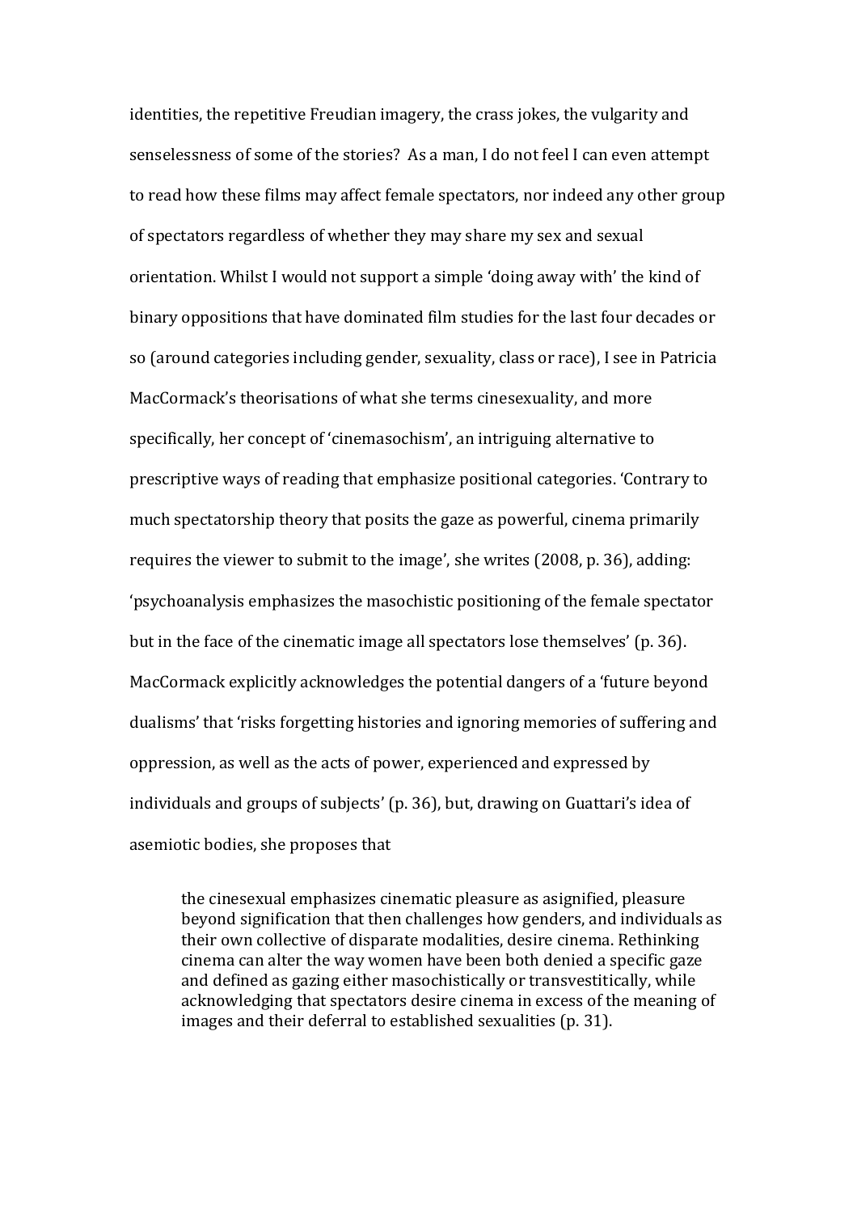identities, the repetitive Freudian imagery, the crass jokes, the vulgarity and senselessness of some of the stories? As a man, I do not feel I can even attempt to read how these films may affect female spectators, nor indeed any other group of spectators regardless of whether they may share my sex and sexual orientation. Whilst I would not support a simple 'doing away with' the kind of binary oppositions that have dominated film studies for the last four decades or so (around categories including gender, sexuality, class or race), I see in Patricia MacCormack's theorisations of what she terms cinesexuality, and more specifically, her concept of 'cinemasochism', an intriguing alternative to prescriptive ways of reading that emphasize positional categories. 'Contrary to much spectatorship theory that posits the gaze as powerful, cinema primarily requires the viewer to submit to the image', she writes (2008, p. 36), adding: 'psychoanalysis emphasizes the masochistic positioning of the female spectator but in the face of the cinematic image all spectators lose themselves' (p. 36). MacCormack explicitly acknowledges the potential dangers of a 'future beyond dualisms' that 'risks forgetting histories and ignoring memories of suffering and oppression, as well as the acts of power, experienced and expressed by individuals and groups of subjects' (p. 36), but, drawing on Guattari's idea of asemiotic bodies, she proposes that

> the cinesexual emphasizes cinematic pleasure as asignified, pleasure beyond signification that then challenges how genders, and individuals as their own collective of disparate modalities, desire cinema. Rethinking cinema can alter the way women have been both denied a specific gaze and defined as gazing either masochistically or transvestitically, while acknowledging that spectators desire cinema in excess of the meaning of images and their deferral to established sexualities (p. 31).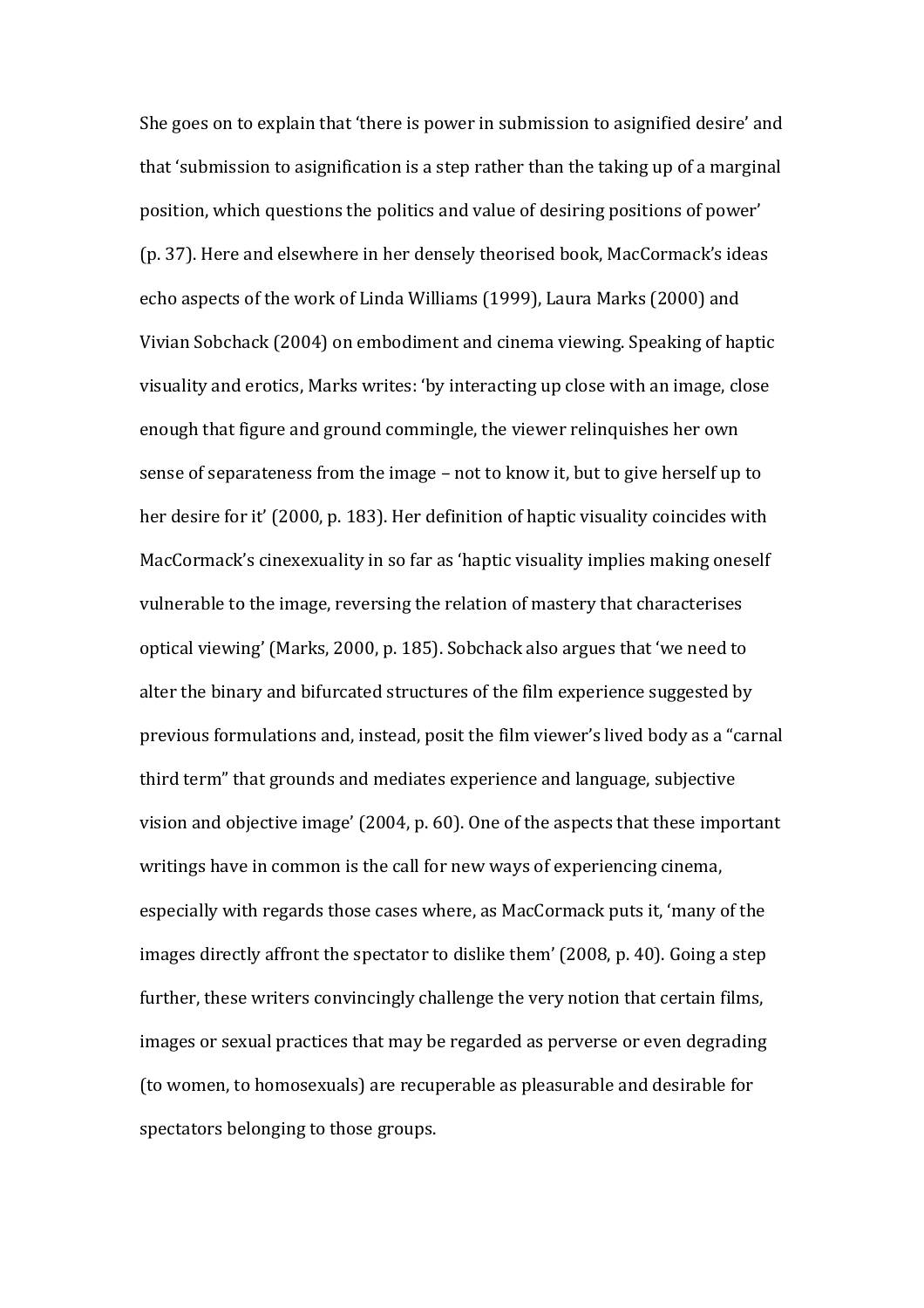She goes on to explain that 'there is power in submission to asignified desire' and that 'submission to asignification is a step rather than the taking up of a marginal position, which questions the politics and value of desiring positions of power' (p. 37). Here and elsewhere in her densely theorised book, MacCormack's ideas echo aspects of the work of Linda Williams (1999), Laura Marks (2000) and Vivian Sobchack (2004) on embodiment and cinema viewing. Speaking of haptic visuality and erotics, Marks writes: 'by interacting up close with an image, close enough that figure and ground commingle, the viewer relinquishes her own sense of separateness from the image – not to know it, but to give herself up to her desire for it' (2000, p. 183). Her definition of haptic visuality coincides with MacCormack's cinexexuality in so far as 'haptic visuality implies making oneself vulnerable to the image, reversing the relation of mastery that characterises optical viewing' (Marks, 2000, p. 185). Sobchack also argues that 'we need to alter the binary and bifurcated structures of the film experience suggested by previous formulations and, instead, posit the film viewer's lived body as a "carnal third term" that grounds and mediates experience and language, subjective vision and objective image' (2004, p. 60). One of the aspects that these important writings have in common is the call for new ways of experiencing cinema, especially with regards those cases where, as MacCormack puts it, 'many of the images directly affront the spectator to dislike them' (2008, p. 40). Going a step further, these writers convincingly challenge the very notion that certain films, images or sexual practices that may be regarded as perverse or even degrading (to women, to homosexuals) are recuperable as pleasurable and desirable for spectators belonging to those groups.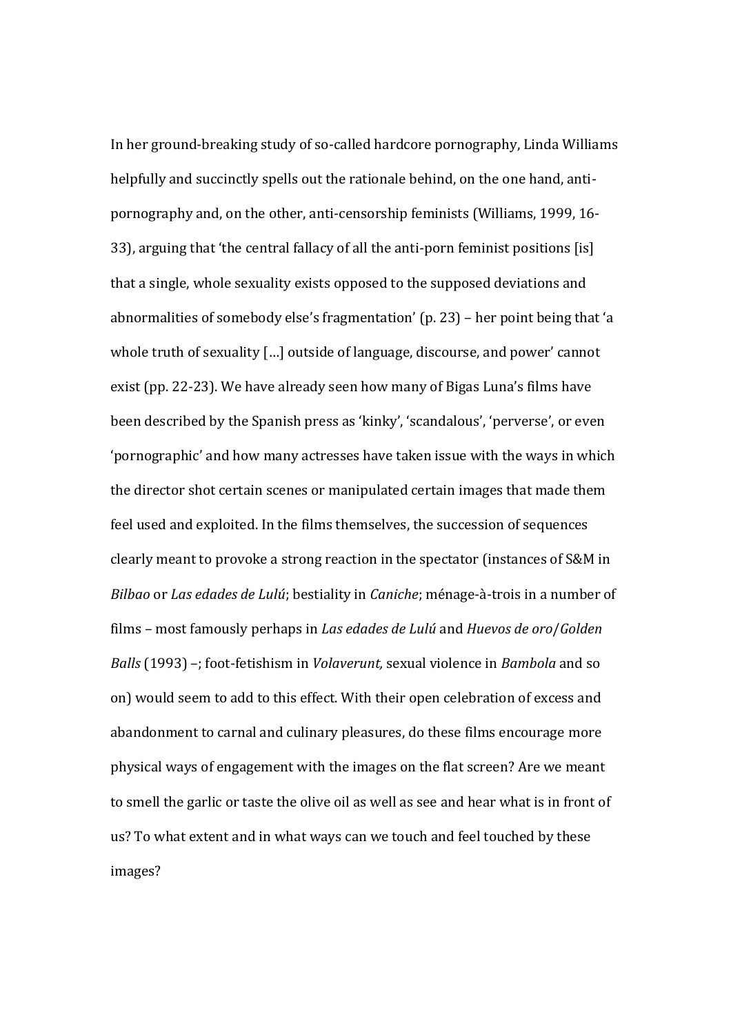In her ground-breaking study of so-called hardcore pornography, Linda Williams helpfully and succinctly spells out the rationale behind, on the one hand, anti-pornography and, on the other, anti-censorship feminists (Williams, 1999, 16-33), arguing that 'the central fallacy of all the anti-porn feminist positions [is] that a single, whole sexuality exists opposed to the supposed deviations and abnormalities of somebody else's fragmentation' (p. 23) – her point being that 'a whole truth of sexuality […] outside of language, discourse, and power' cannot exist (pp. 22-23). We have already seen how many of Bigas Luna's films have been described by the Spanish press as 'kinky', 'scandalous', 'perverse', or even 'pornographic' and how many actresses have taken issue with the ways in which the director shot certain scenes or manipulated certain images that made them feel used and exploited. In the films themselves, the succession of sequences clearly meant to provoke a strong reaction in the spectator (instances of S&M in *Bilbao* or *Las edades de Lulú*; bestiality in *Caniche*; ménage-à-trois in a number of films – most famously perhaps in *Las edades de Lulú* and *Huevos de oro*/*Golden Balls* (1993) –; foot-fetishism in *Volaverunt,* sexual violence in *Bambola* and so on) would seem to add to this effect. With their open celebration of excess and abandonment to carnal and culinary pleasures, do these films encourage more physical ways of engagement with the images on the flat screen? Are we meant to smell the garlic or taste the olive oil as well as see and hear what is in front of us? To what extent and in what ways can we touch and feel touched by these images?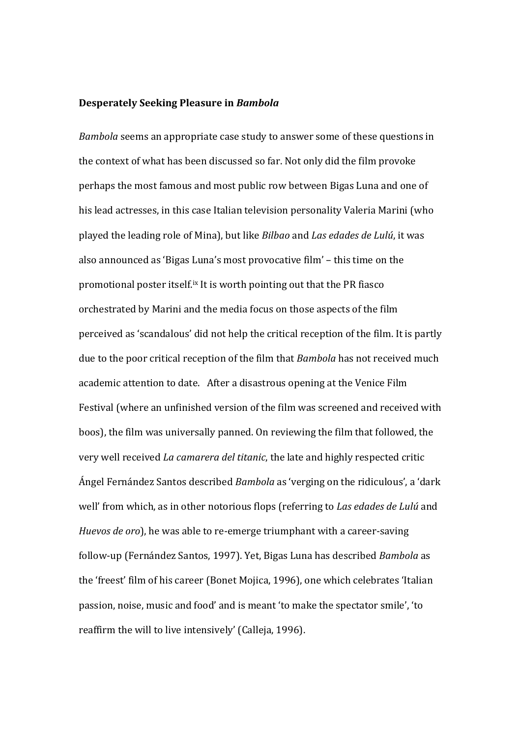## Desperately Seeking Pleasure in *Bambola*

*Bambola* seems an appropriate case study to answer some of these questions in the context of what has been discussed so far. Not only did the film provoke perhaps the most famous and most public row between Bigas Luna and one of his lead actresses, in this case Italian television personality Valeria Marini (who played the leading role of Mina), but like *Bilbao* and *Las edades de Lulú*, it was also announced as 'Bigas Luna's most provocative film' – this time on the promotional poster itself.[ix] It is worth pointing out that the PR fiasco orchestrated by Marini and the media focus on those aspects of the film perceived as 'scandalous' did not help the critical reception of the film. It is partly due to the poor critical reception of the film that *Bambola* has not received much academic attention to date. After a disastrous opening at the Venice Film Festival (where an unfinished version of the film was screened and received with boos), the film was universally panned. On reviewing the film that followed, the very well received *La camarera del titanic*, the late and highly respected critic Ángel Fernández Santos described *Bambola* as 'verging on the ridiculous', a 'dark well' from which, as in other notorious flops (referring to *Las edades de Lulú* and *Huevos de oro*), he was able to re-emerge triumphant with a career-saving follow-up (Fernández Santos, 1997). Yet, Bigas Luna has described *Bambola* as the 'freest' film of his career (Bonet Mojica, 1996), one which celebrates 'Italian passion, noise, music and food' and is meant 'to make the spectator smile', 'to reaffirm the will to live intensively' (Calleja, 1996).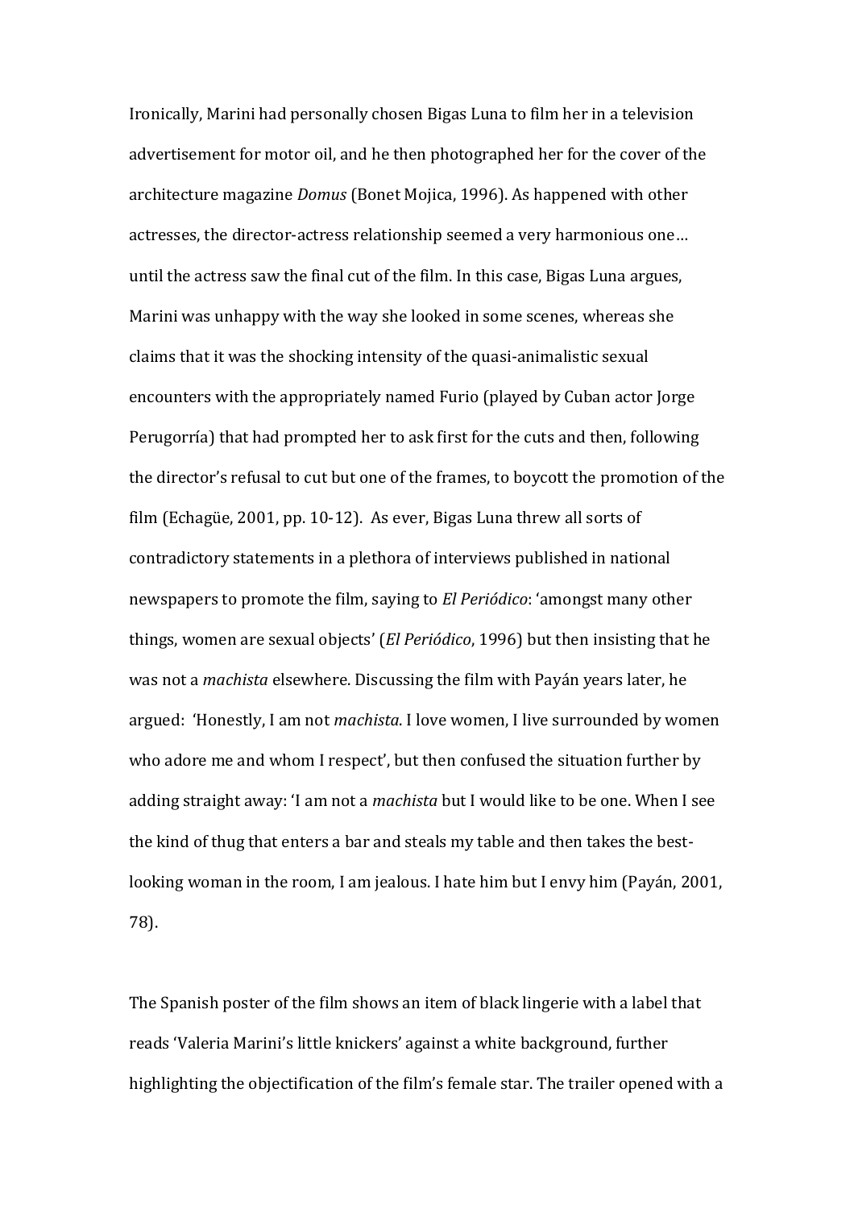Ironically, Marini had personally chosen Bigas Luna to film her in a television advertisement for motor oil, and he then photographed her for the cover of the architecture magazine *Domus* (Bonet Mojica, 1996). As happened with other actresses, the director-actress relationship seemed a very harmonious one… until the actress saw the final cut of the film. In this case, Bigas Luna argues, Marini was unhappy with the way she looked in some scenes, whereas she claims that it was the shocking intensity of the quasi-animalistic sexual encounters with the appropriately named Furio (played by Cuban actor Jorge Perugorría) that had prompted her to ask first for the cuts and then, following the director's refusal to cut but one of the frames, to boycott the promotion of the film (Echagüe, 2001, pp. 10-12). As ever, Bigas Luna threw all sorts of contradictory statements in a plethora of interviews published in national newspapers to promote the film, saying to *El Periódico*: 'amongst many other things, women are sexual objects' (*El Periódico*, 1996) but then insisting that he was not a *machista* elsewhere. Discussing the film with Payán years later, he argued: 'Honestly, I am not *machista*. I love women, I live surrounded by women who adore me and whom I respect', but then confused the situation further by adding straight away: 'I am not a *machista* but I would like to be one. When I see the kind of thug that enters a bar and steals my table and then takes the best-looking woman in the room, I am jealous. I hate him but I envy him (Payán, 2001, 78).

The Spanish poster of the film shows an item of black lingerie with a label that reads 'Valeria Marini's little knickers' against a white background, further highlighting the objectification of the film's female star. The trailer opened with a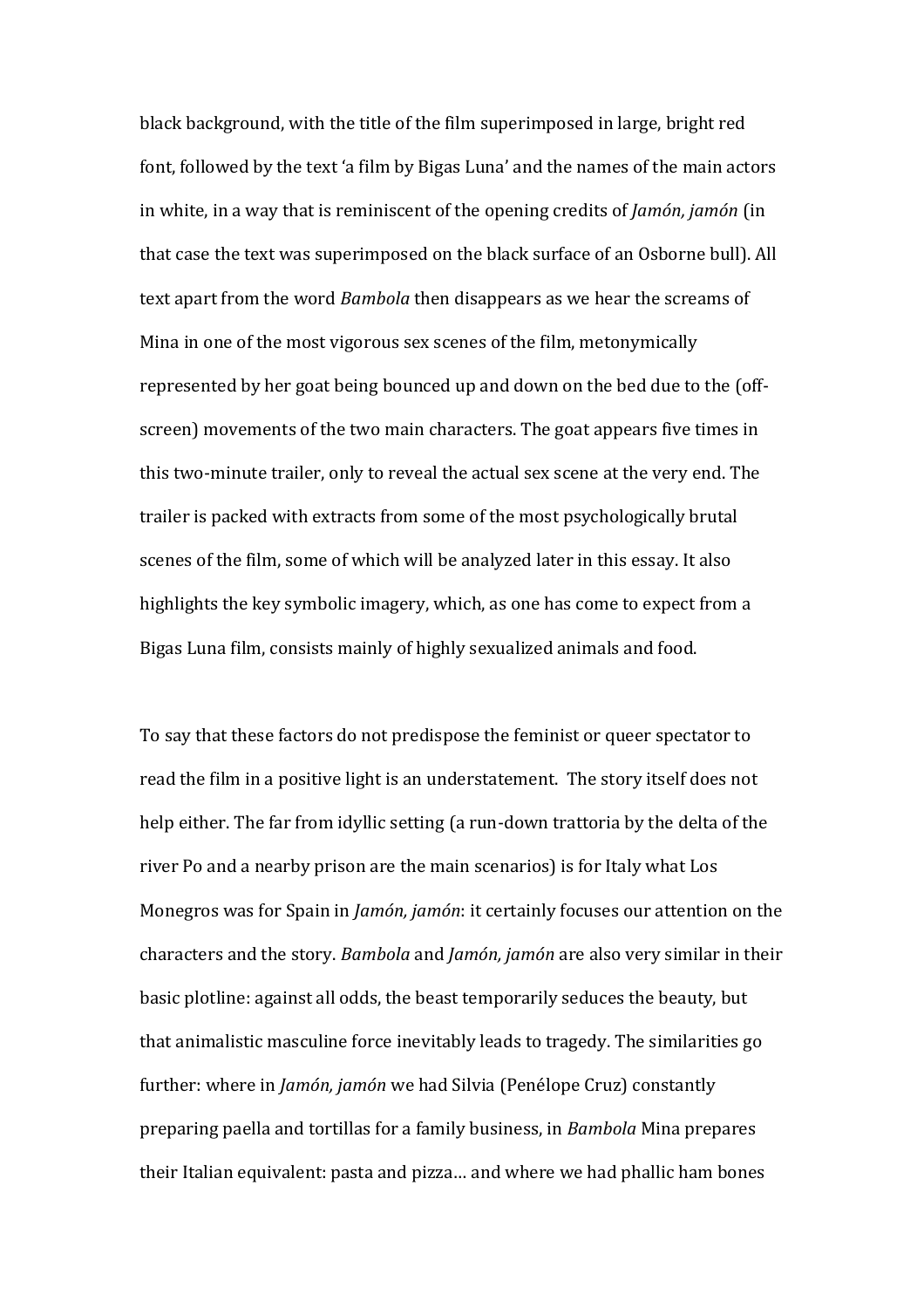black background, with the title of the film superimposed in large, bright red font, followed by the text 'a film by Bigas Luna' and the names of the main actors in white, in a way that is reminiscent of the opening credits of *Jamón, jamón* (in that case the text was superimposed on the black surface of an Osborne bull). All text apart from the word *Bambola* then disappears as we hear the screams of Mina in one of the most vigorous sex scenes of the film, metonymically represented by her goat being bounced up and down on the bed due to the (off-screen) movements of the two main characters. The goat appears five times in this two-minute trailer, only to reveal the actual sex scene at the very end. The trailer is packed with extracts from some of the most psychologically brutal scenes of the film, some of which will be analyzed later in this essay. It also highlights the key symbolic imagery, which, as one has come to expect from a Bigas Luna film, consists mainly of highly sexualized animals and food.

To say that these factors do not predispose the feminist or queer spectator to read the film in a positive light is an understatement.  The story itself does not help either. The far from idyllic setting (a run-down trattoria by the delta of the river Po and a nearby prison are the main scenarios) is for Italy what Los Monegros was for Spain in *Jamón, jamón*: it certainly focuses our attention on the characters and the story. *Bambola* and *Jamón, jamón* are also very similar in their basic plotline: against all odds, the beast temporarily seduces the beauty, but that animalistic masculine force inevitably leads to tragedy. The similarities go further: where in *Jamón, jamón* we had Silvia (Penélope Cruz) constantly preparing paella and tortillas for a family business, in *Bambola* Mina prepares their Italian equivalent: pasta and pizza… and where we had phallic ham bones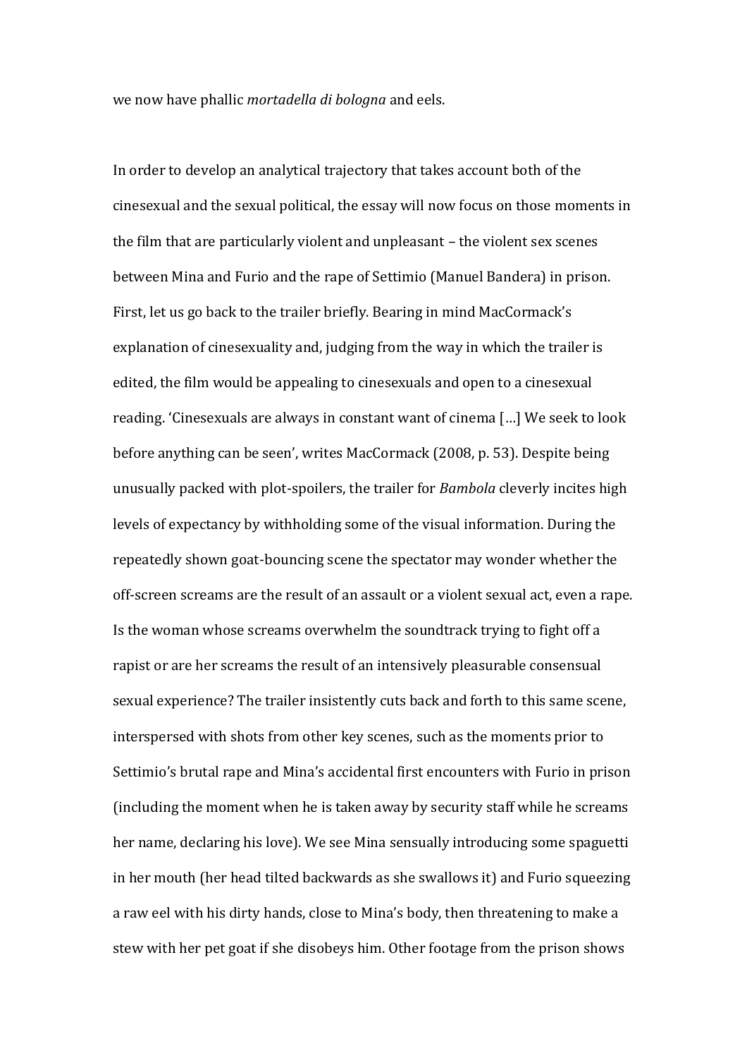we now have phallic *mortadella di bologna* and eels.

In order to develop an analytical trajectory that takes account both of the cinesexual and the sexual political, the essay will now focus on those moments in the film that are particularly violent and unpleasant – the violent sex scenes between Mina and Furio and the rape of Settimio (Manuel Bandera) in prison. First, let us go back to the trailer briefly. Bearing in mind MacCormack's explanation of cinesexuality and, judging from the way in which the trailer is edited, the film would be appealing to cinesexuals and open to a cinesexual reading. 'Cinesexuals are always in constant want of cinema [...] We seek to look before anything can be seen', writes MacCormack (2008, p. 53). Despite being unusually packed with plot-spoilers, the trailer for *Bambola* cleverly incites high levels of expectancy by withholding some of the visual information. During the repeatedly shown goat-bouncing scene the spectator may wonder whether the off-screen screams are the result of an assault or a violent sexual act, even a rape. Is the woman whose screams overwhelm the soundtrack trying to fight off a rapist or are her screams the result of an intensively pleasurable consensual sexual experience? The trailer insistently cuts back and forth to this same scene, interspersed with shots from other key scenes, such as the moments prior to Settimio's brutal rape and Mina's accidental first encounters with Furio in prison (including the moment when he is taken away by security staff while he screams her name, declaring his love). We see Mina sensually introducing some spaghetti in her mouth (her head tilted backwards as she swallows it) and Furio squeezing a raw eel with his dirty hands, close to Mina's body, then threatening to make a stew with her pet goat if she disobeys him. Other footage from the prison shows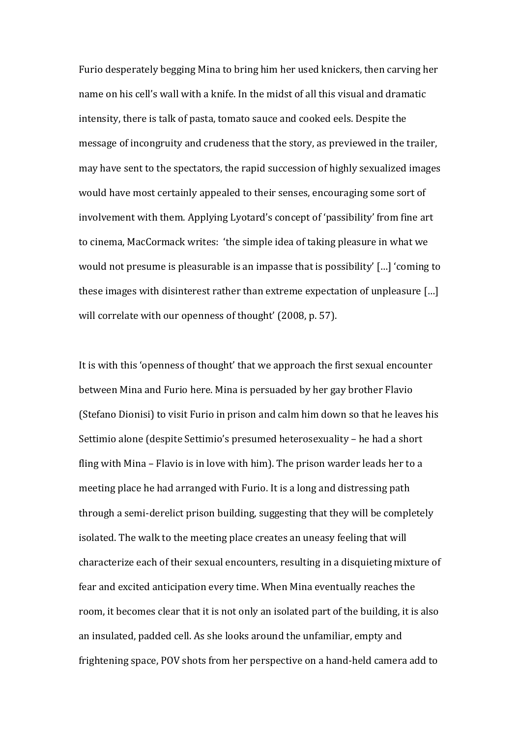Furio desperately begging Mina to bring him her used knickers, then carving her name on his cell's wall with a knife. In the midst of all this visual and dramatic intensity, there is talk of pasta, tomato sauce and cooked eels. Despite the message of incongruity and crudeness that the story, as previewed in the trailer, may have sent to the spectators, the rapid succession of highly sexualized images would have most certainly appealed to their senses, encouraging some sort of involvement with them. Applying Lyotard's concept of 'passibility' from fine art to cinema, MacCormack writes: 'the simple idea of taking pleasure in what we would not presume is pleasurable is an impasse that is possibility' [...] 'coming to these images with disinterest rather than extreme expectation of unpleasure [...] will correlate with our openness of thought' (2008, p. 57).

It is with this 'openness of thought' that we approach the first sexual encounter between Mina and Furio here. Mina is persuaded by her gay brother Flavio (Stefano Dionisi) to visit Furio in prison and calm him down so that he leaves his Settimio alone (despite Settimio's presumed heterosexuality – he had a short fling with Mina – Flavio is in love with him). The prison warder leads her to a meeting place he had arranged with Furio. It is a long and distressing path through a semi-derelict prison building, suggesting that they will be completely isolated. The walk to the meeting place creates an uneasy feeling that will characterize each of their sexual encounters, resulting in a disquieting mixture of fear and excited anticipation every time. When Mina eventually reaches the room, it becomes clear that it is not only an isolated part of the building, it is also an insulated, padded cell. As she looks around the unfamiliar, empty and frightening space, POV shots from her perspective on a hand-held camera add to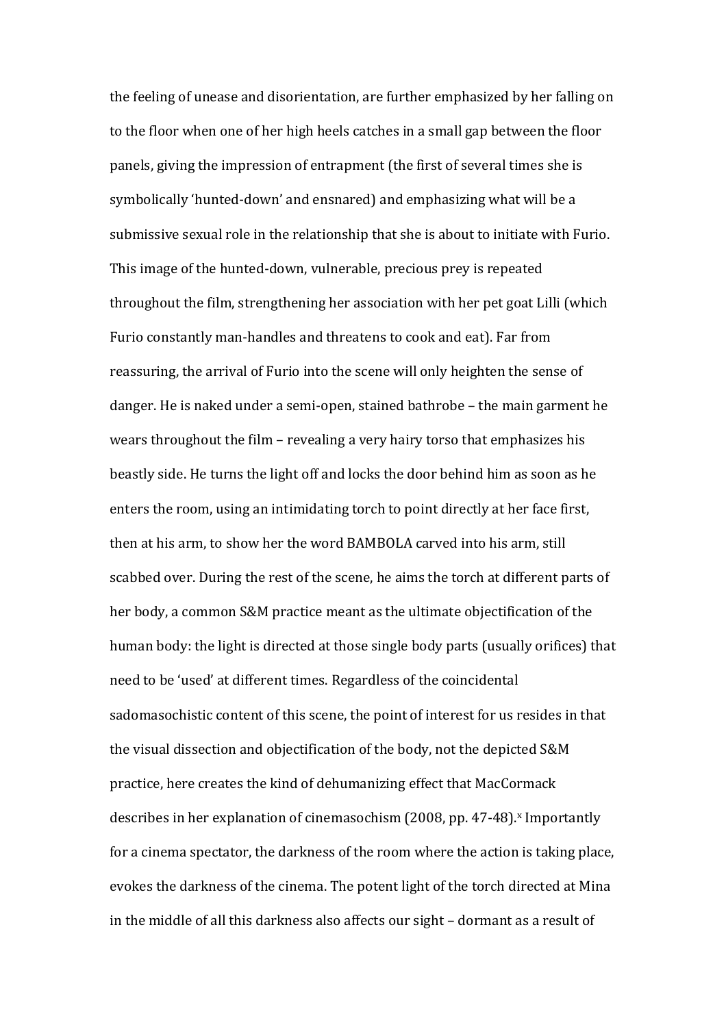the feeling of unease and disorientation, are further emphasized by her falling on to the floor when one of her high heels catches in a small gap between the floor panels, giving the impression of entrapment (the first of several times she is symbolically 'hunted-down' and ensnared) and emphasizing what will be a submissive sexual role in the relationship that she is about to initiate with Furio. This image of the hunted-down, vulnerable, precious prey is repeated throughout the film, strengthening her association with her pet goat Lilli (which Furio constantly man-handles and threatens to cook and eat). Far from reassuring, the arrival of Furio into the scene will only heighten the sense of danger. He is naked under a semi-open, stained bathrobe – the main garment he wears throughout the film – revealing a very hairy torso that emphasizes his beastly side. He turns the light off and locks the door behind him as soon as he enters the room, using an intimidating torch to point directly at her face first, then at his arm, to show her the word BAMBOLA carved into his arm, still scabbed over. During the rest of the scene, he aims the torch at different parts of her body, a common S&M practice meant as the ultimate objectification of the human body: the light is directed at those single body parts (usually orifices) that need to be 'used' at different times. Regardless of the coincidental sadomasochistic content of this scene, the point of interest for us resides in that the visual dissection and objectification of the body, not the depicted S&M practice, here creates the kind of dehumanizing effect that MacCormack describes in her explanation of cinemasochism (2008, pp. 47-48).[x] Importantly for a cinema spectator, the darkness of the room where the action is taking place, evokes the darkness of the cinema. The potent light of the torch directed at Mina in the middle of all this darkness also affects our sight – dormant as a result of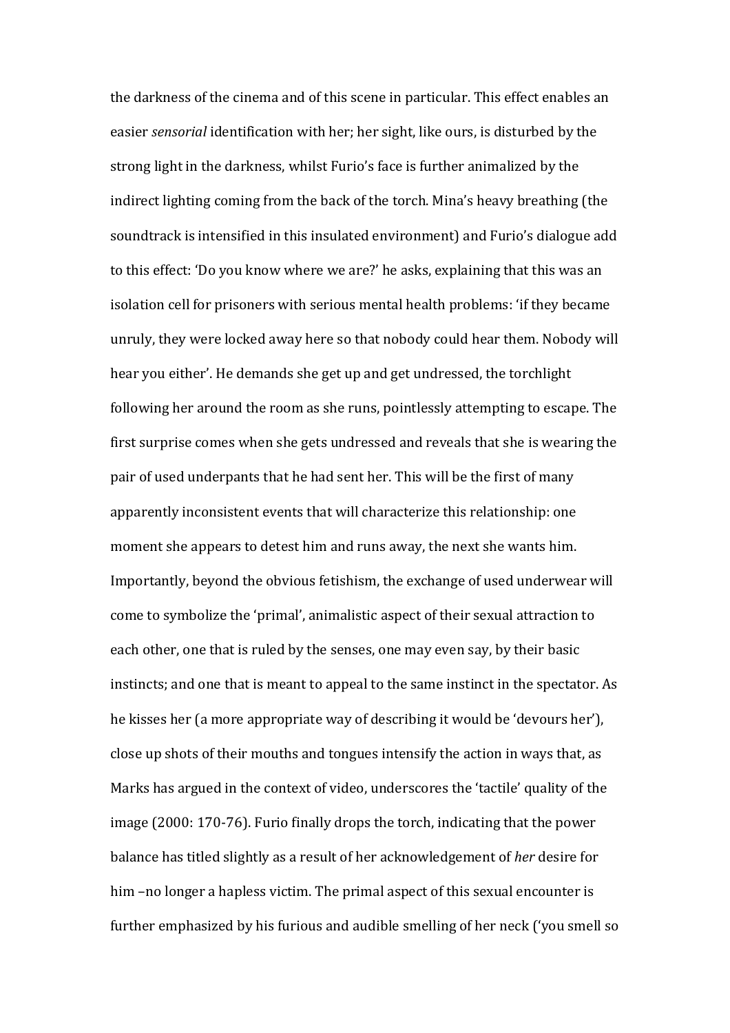the darkness of the cinema and of this scene in particular. This effect enables an easier *sensorial* identification with her; her sight, like ours, is disturbed by the strong light in the darkness, whilst Furio's face is further animalized by the indirect lighting coming from the back of the torch. Mina's heavy breathing (the soundtrack is intensified in this insulated environment) and Furio's dialogue add to this effect: 'Do you know where we are?' he asks, explaining that this was an isolation cell for prisoners with serious mental health problems: 'if they became unruly, they were locked away here so that nobody could hear them. Nobody will hear you either'. He demands she get up and get undressed, the torchlight following her around the room as she runs, pointlessly attempting to escape. The first surprise comes when she gets undressed and reveals that she is wearing the pair of used underpants that he had sent her. This will be the first of many apparently inconsistent events that will characterize this relationship: one moment she appears to detest him and runs away, the next she wants him. Importantly, beyond the obvious fetishism, the exchange of used underwear will come to symbolize the 'primal', animalistic aspect of their sexual attraction to each other, one that is ruled by the senses, one may even say, by their basic instincts; and one that is meant to appeal to the same instinct in the spectator. As he kisses her (a more appropriate way of describing it would be 'devours her'), close up shots of their mouths and tongues intensify the action in ways that, as Marks has argued in the context of video, underscores the 'tactile' quality of the image (2000: 170-76). Furio finally drops the torch, indicating that the power balance has titled slightly as a result of her acknowledgement of *her* desire for him –no longer a hapless victim. The primal aspect of this sexual encounter is further emphasized by his furious and audible smelling of her neck ('you smell so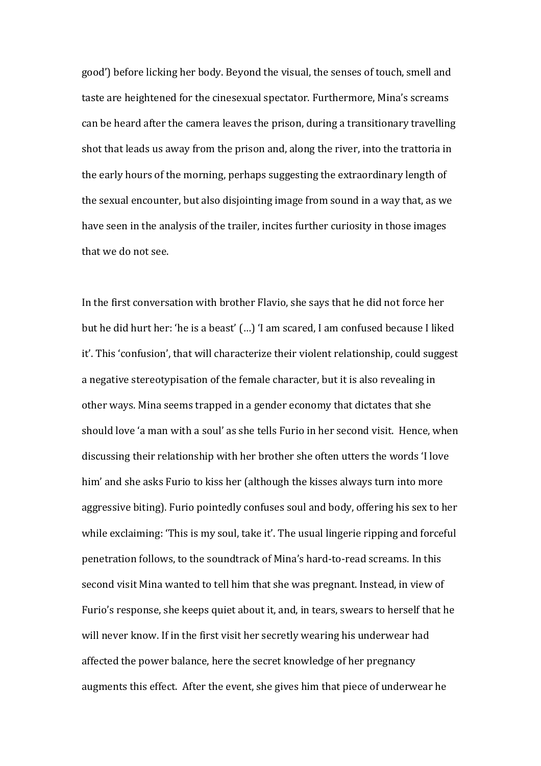good') before licking her body. Beyond the visual, the senses of touch, smell and taste are heightened for the cinesexual spectator. Furthermore, Mina's screams can be heard after the camera leaves the prison, during a transitionary travelling shot that leads us away from the prison and, along the river, into the trattoria in the early hours of the morning, perhaps suggesting the extraordinary length of the sexual encounter, but also disjointing image from sound in a way that, as we have seen in the analysis of the trailer, incites further curiosity in those images that we do not see.

In the first conversation with brother Flavio, she says that he did not force her but he did hurt her: 'he is a beast' (…) 'I am scared, I am confused because I liked it'. This 'confusion', that will characterize their violent relationship, could suggest a negative stereotypisation of the female character, but it is also revealing in other ways. Mina seems trapped in a gender economy that dictates that she should love 'a man with a soul' as she tells Furio in her second visit. Hence, when discussing their relationship with her brother she often utters the words 'I love him' and she asks Furio to kiss her (although the kisses always turn into more aggressive biting). Furio pointedly confuses soul and body, offering his sex to her while exclaiming: 'This is my soul, take it'. The usual lingerie ripping and forceful penetration follows, to the soundtrack of Mina's hard-to-read screams. In this second visit Mina wanted to tell him that she was pregnant. Instead, in view of Furio's response, she keeps quiet about it, and, in tears, swears to herself that he will never know. If in the first visit her secretly wearing his underwear had affected the power balance, here the secret knowledge of her pregnancy augments this effect. After the event, she gives him that piece of underwear he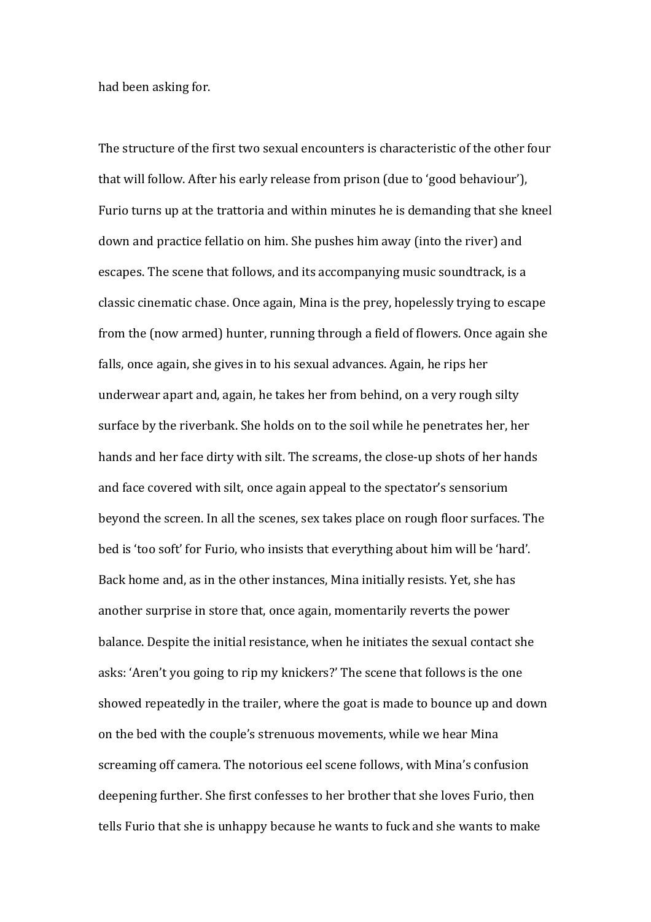had been asking for.

The structure of the first two sexual encounters is characteristic of the other four that will follow. After his early release from prison (due to 'good behaviour'), Furio turns up at the trattoria and within minutes he is demanding that she kneel down and practice fellatio on him. She pushes him away (into the river) and escapes. The scene that follows, and its accompanying music soundtrack, is a classic cinematic chase. Once again, Mina is the prey, hopelessly trying to escape from the (now armed) hunter, running through a field of flowers. Once again she falls, once again, she gives in to his sexual advances. Again, he rips her underwear apart and, again, he takes her from behind, on a very rough silty surface by the riverbank. She holds on to the soil while he penetrates her, her hands and her face dirty with silt. The screams, the close-up shots of her hands and face covered with silt, once again appeal to the spectator's sensorium beyond the screen. In all the scenes, sex takes place on rough floor surfaces. The bed is 'too soft' for Furio, who insists that everything about him will be 'hard'. Back home and, as in the other instances, Mina initially resists. Yet, she has another surprise in store that, once again, momentarily reverts the power balance. Despite the initial resistance, when he initiates the sexual contact she asks: 'Aren't you going to rip my knickers?' The scene that follows is the one showed repeatedly in the trailer, where the goat is made to bounce up and down on the bed with the couple's strenuous movements, while we hear Mina screaming off camera. The notorious eel scene follows, with Mina's confusion deepening further. She first confesses to her brother that she loves Furio, then tells Furio that she is unhappy because he wants to fuck and she wants to make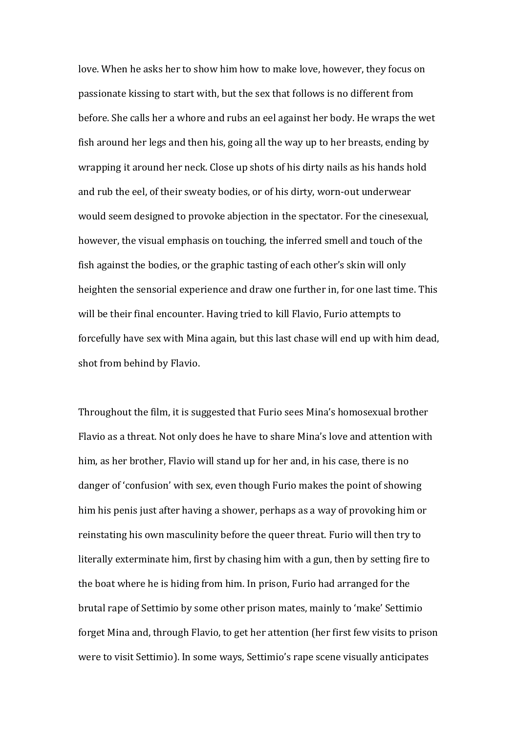love. When he asks her to show him how to make love, however, they focus on passionate kissing to start with, but the sex that follows is no different from before. She calls her a whore and rubs an eel against her body. He wraps the wet fish around her legs and then his, going all the way up to her breasts, ending by wrapping it around her neck. Close up shots of his dirty nails as his hands hold and rub the eel, of their sweaty bodies, or of his dirty, worn-out underwear would seem designed to provoke abjection in the spectator. For the cinesexual, however, the visual emphasis on touching, the inferred smell and touch of the fish against the bodies, or the graphic tasting of each other's skin will only heighten the sensorial experience and draw one further in, for one last time. This will be their final encounter. Having tried to kill Flavio, Furio attempts to forcefully have sex with Mina again, but this last chase will end up with him dead, shot from behind by Flavio.

Throughout the film, it is suggested that Furio sees Mina's homosexual brother Flavio as a threat. Not only does he have to share Mina's love and attention with him, as her brother, Flavio will stand up for her and, in his case, there is no danger of 'confusion' with sex, even though Furio makes the point of showing him his penis just after having a shower, perhaps as a way of provoking him or reinstating his own masculinity before the queer threat. Furio will then try to literally exterminate him, first by chasing him with a gun, then by setting fire to the boat where he is hiding from him. In prison, Furio had arranged for the brutal rape of Settimio by some other prison mates, mainly to 'make' Settimio forget Mina and, through Flavio, to get her attention (her first few visits to prison were to visit Settimio). In some ways, Settimio's rape scene visually anticipates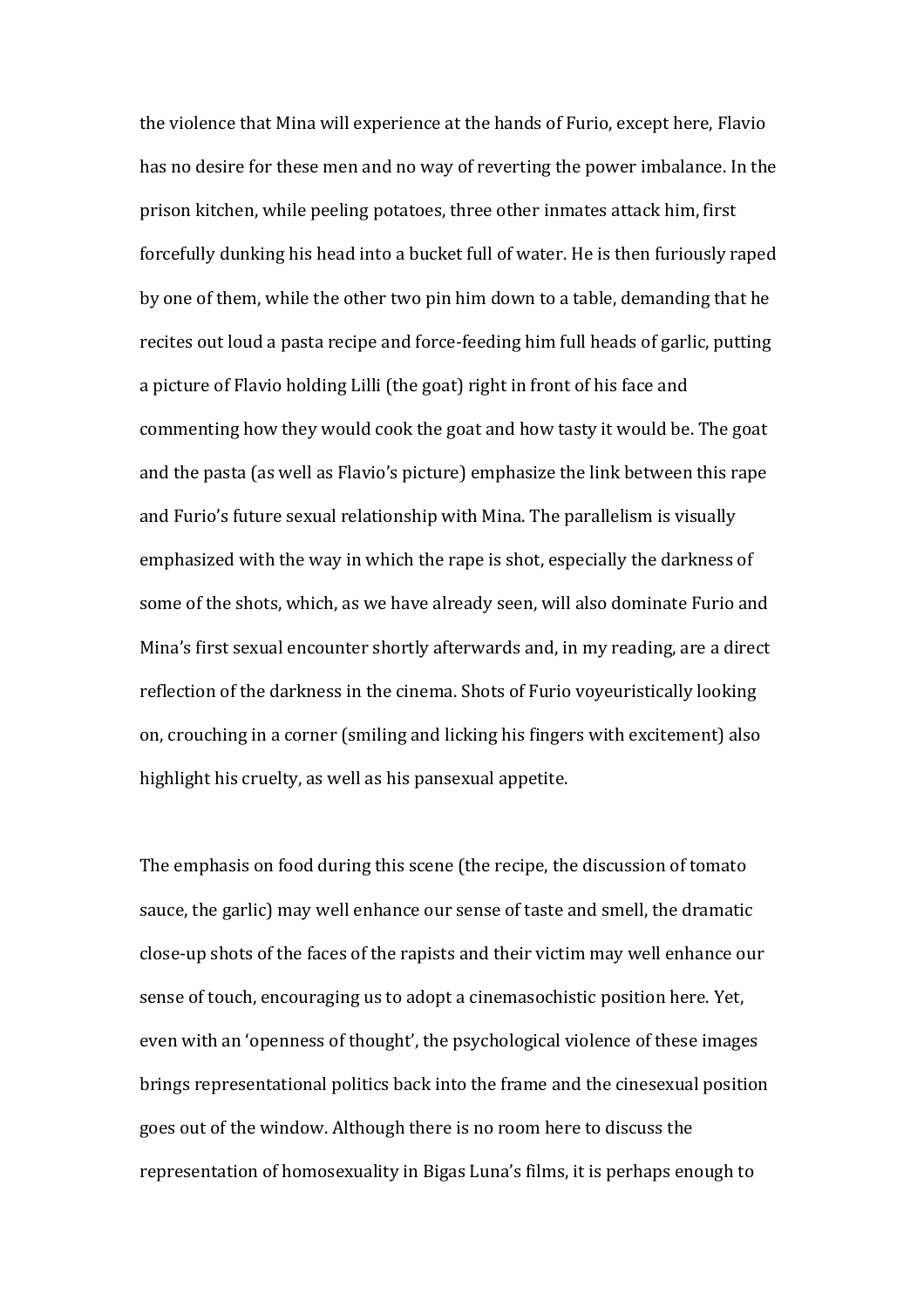the violence that Mina will experience at the hands of Furio, except here, Flavio has no desire for these men and no way of reverting the power imbalance. In the prison kitchen, while peeling potatoes, three other inmates attack him, first forcefully dunking his head into a bucket full of water. He is then furiously raped by one of them, while the other two pin him down to a table, demanding that he recites out loud a pasta recipe and force-feeding him full heads of garlic, putting a picture of Flavio holding Lilli (the goat) right in front of his face and commenting how they would cook the goat and how tasty it would be. The goat and the pasta (as well as Flavio's picture) emphasize the link between this rape and Furio's future sexual relationship with Mina. The parallelism is visually emphasized with the way in which the rape is shot, especially the darkness of some of the shots, which, as we have already seen, will also dominate Furio and Mina's first sexual encounter shortly afterwards and, in my reading, are a direct reflection of the darkness in the cinema. Shots of Furio voyeuristically looking on, crouching in a corner (smiling and licking his fingers with excitement) also highlight his cruelty, as well as his pansexual appetite.

The emphasis on food during this scene (the recipe, the discussion of tomato sauce, the garlic) may well enhance our sense of taste and smell, the dramatic close-up shots of the faces of the rapists and their victim may well enhance our sense of touch, encouraging us to adopt a cinemasochistic position here. Yet, even with an 'openness of thought', the psychological violence of these images brings representational politics back into the frame and the cinesexual position goes out of the window. Although there is no room here to discuss the representation of homosexuality in Bigas Luna's films, it is perhaps enough to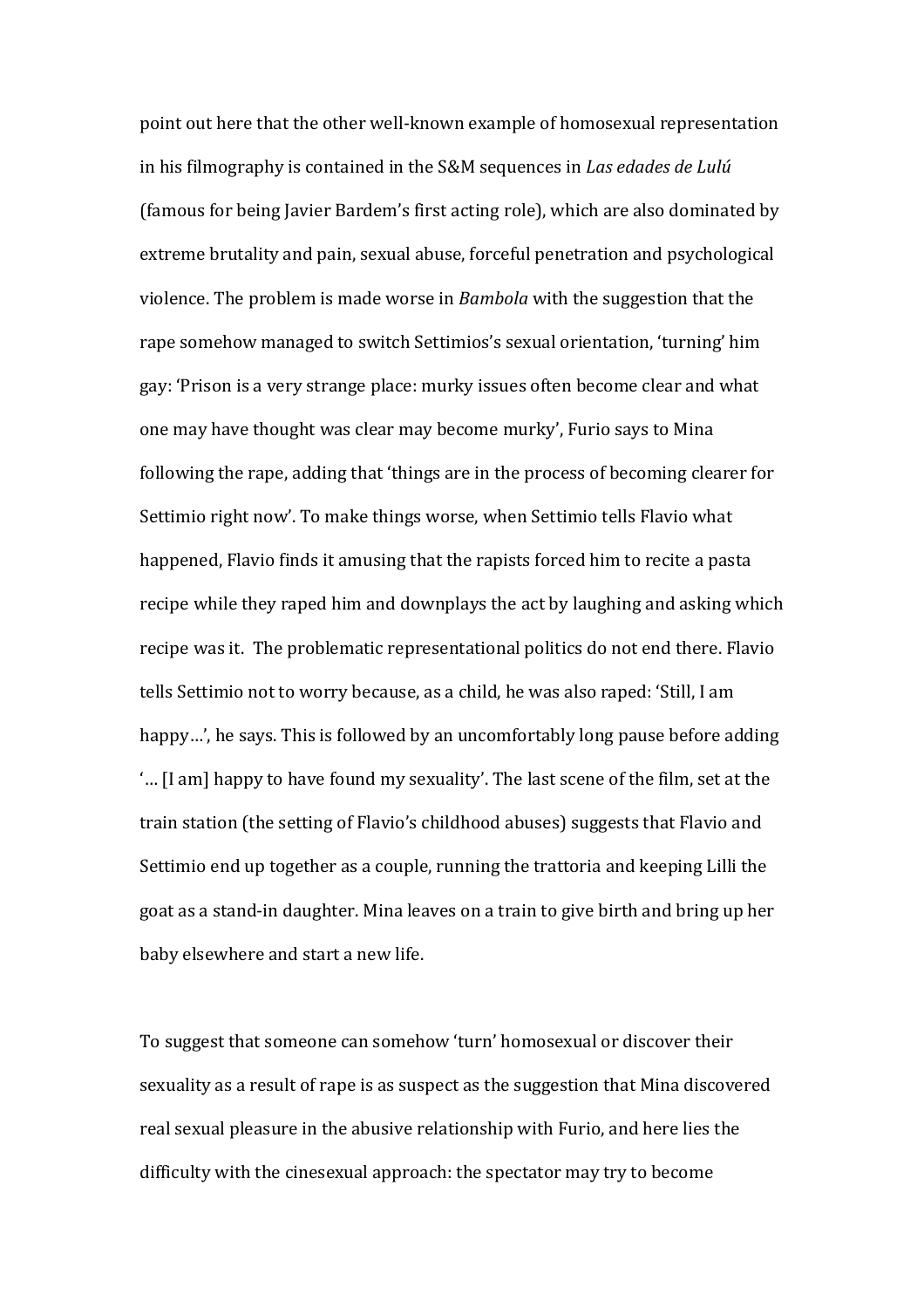point out here that the other well-known example of homosexual representation in his filmography is contained in the S&M sequences in *Las edades de Lulú* (famous for being Javier Bardem's first acting role), which are also dominated by extreme brutality and pain, sexual abuse, forceful penetration and psychological violence. The problem is made worse in *Bambola* with the suggestion that the rape somehow managed to switch Settimios's sexual orientation, 'turning' him gay: 'Prison is a very strange place: murky issues often become clear and what one may have thought was clear may become murky', Furio says to Mina following the rape, adding that 'things are in the process of becoming clearer for Settimio right now'. To make things worse, when Settimio tells Flavio what happened, Flavio finds it amusing that the rapists forced him to recite a pasta recipe while they raped him and downplays the act by laughing and asking which recipe was it. The problematic representational politics do not end there. Flavio tells Settimio not to worry because, as a child, he was also raped: 'Still, I am happy…', he says. This is followed by an uncomfortably long pause before adding '… [I am] happy to have found my sexuality'. The last scene of the film, set at the train station (the setting of Flavio's childhood abuses) suggests that Flavio and Settimio end up together as a couple, running the trattoria and keeping Lilli the goat as a stand-in daughter. Mina leaves on a train to give birth and bring up her baby elsewhere and start a new life.

To suggest that someone can somehow 'turn' homosexual or discover their sexuality as a result of rape is as suspect as the suggestion that Mina discovered real sexual pleasure in the abusive relationship with Furio, and here lies the difficulty with the cinesexual approach: the spectator may try to become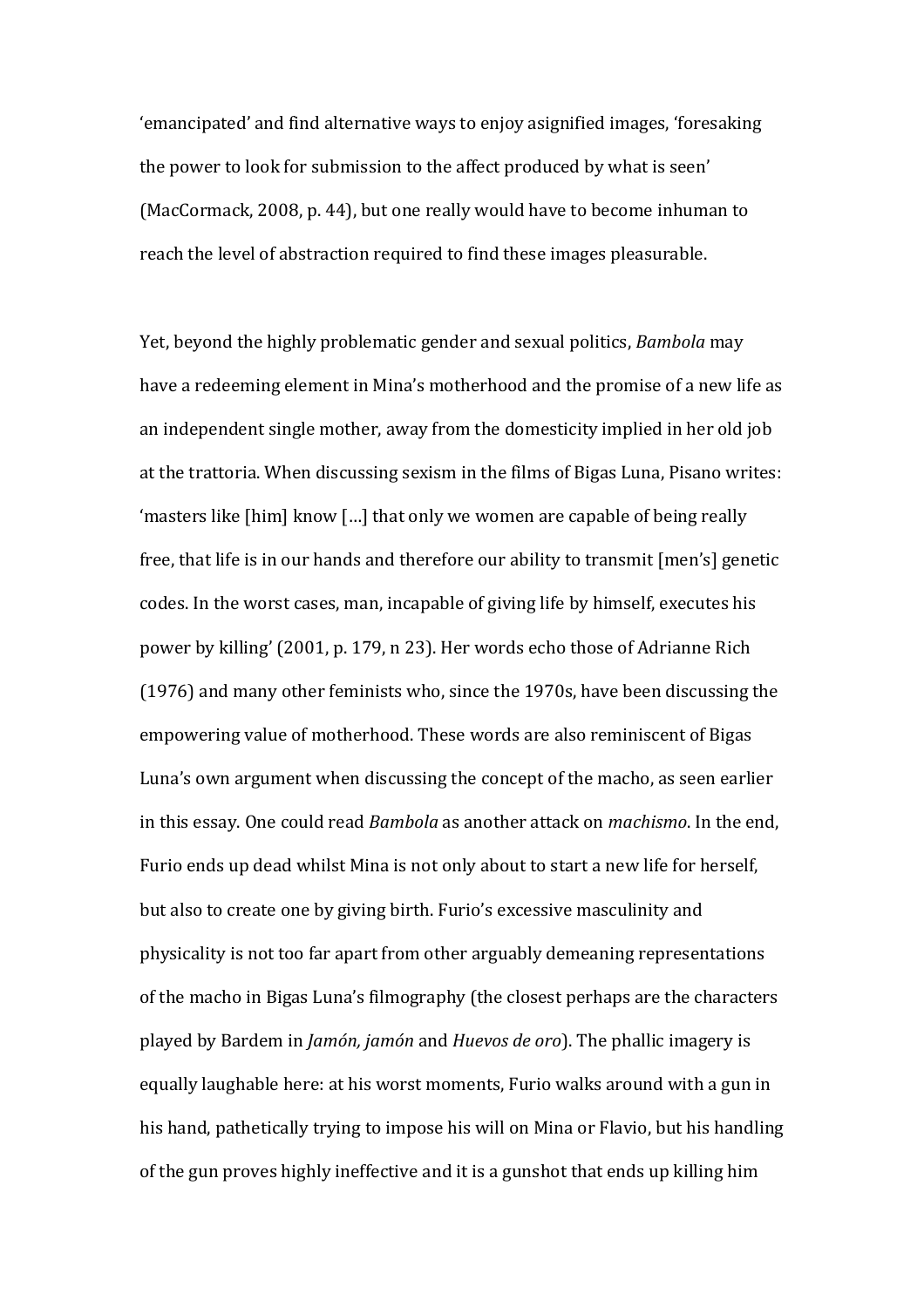'emancipated' and find alternative ways to enjoy asignified images, 'foresaking the power to look for submission to the affect produced by what is seen' (MacCormack, 2008, p. 44), but one really would have to become inhuman to reach the level of abstraction required to find these images pleasurable.

Yet, beyond the highly problematic gender and sexual politics, *Bambola* may have a redeeming element in Mina's motherhood and the promise of a new life as an independent single mother, away from the domesticity implied in her old job at the trattoria. When discussing sexism in the films of Bigas Luna, Pisano writes: 'masters like [him] know […] that only we women are capable of being really free, that life is in our hands and therefore our ability to transmit [men's] genetic codes. In the worst cases, man, incapable of giving life by himself, executes his power by killing' (2001, p. 179, n 23). Her words echo those of Adrianne Rich (1976) and many other feminists who, since the 1970s, have been discussing the empowering value of motherhood. These words are also reminiscent of Bigas Luna's own argument when discussing the concept of the macho, as seen earlier in this essay. One could read *Bambola* as another attack on *machismo*. In the end, Furio ends up dead whilst Mina is not only about to start a new life for herself, but also to create one by giving birth. Furio's excessive masculinity and physicality is not too far apart from other arguably demeaning representations of the macho in Bigas Luna's filmography (the closest perhaps are the characters played by Bardem in *Jamón, jamón* and *Huevos de oro*). The phallic imagery is equally laughable here: at his worst moments, Furio walks around with a gun in his hand, pathetically trying to impose his will on Mina or Flavio, but his handling of the gun proves highly ineffective and it is a gunshot that ends up killing him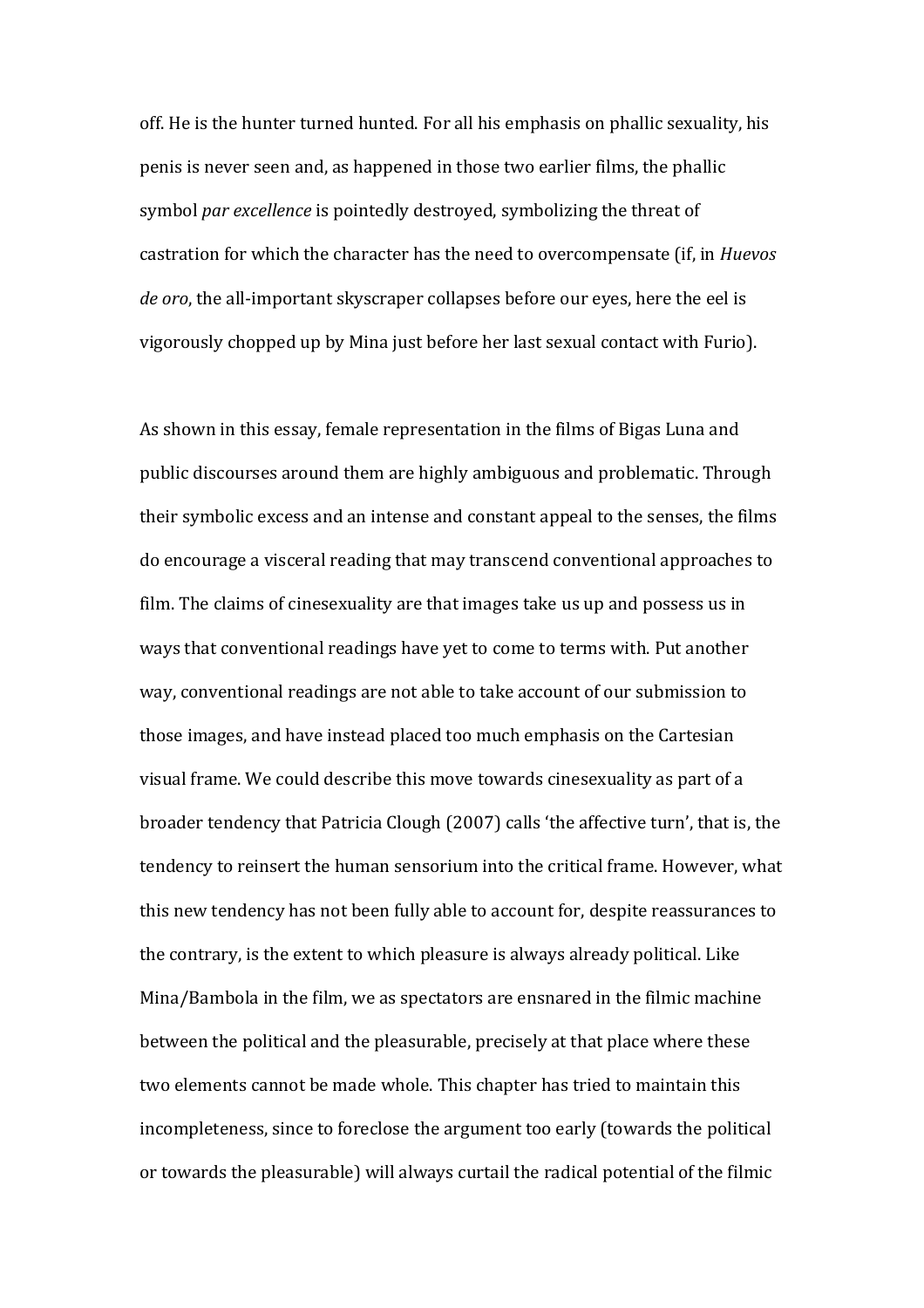off. He is the hunter turned hunted. For all his emphasis on phallic sexuality, his penis is never seen and, as happened in those two earlier films, the phallic symbol *par excellence* is pointedly destroyed, symbolizing the threat of castration for which the character has the need to overcompensate (if, in *Huevos de oro*, the all-important skyscraper collapses before our eyes, here the eel is vigorously chopped up by Mina just before her last sexual contact with Furio).

As shown in this essay, female representation in the films of Bigas Luna and public discourses around them are highly ambiguous and problematic. Through their symbolic excess and an intense and constant appeal to the senses, the films do encourage a visceral reading that may transcend conventional approaches to film. The claims of cinesexuality are that images take us up and possess us in ways that conventional readings have yet to come to terms with. Put another way, conventional readings are not able to take account of our submission to those images, and have instead placed too much emphasis on the Cartesian visual frame. We could describe this move towards cinesexuality as part of a broader tendency that Patricia Clough (2007) calls 'the affective turn', that is, the tendency to reinsert the human sensorium into the critical frame. However, what this new tendency has not been fully able to account for, despite reassurances to the contrary, is the extent to which pleasure is always already political. Like Mina/Bambola in the film, we as spectators are ensnared in the filmic machine between the political and the pleasurable, precisely at that place where these two elements cannot be made whole. This chapter has tried to maintain this incompleteness, since to foreclose the argument too early (towards the political or towards the pleasurable) will always curtail the radical potential of the filmic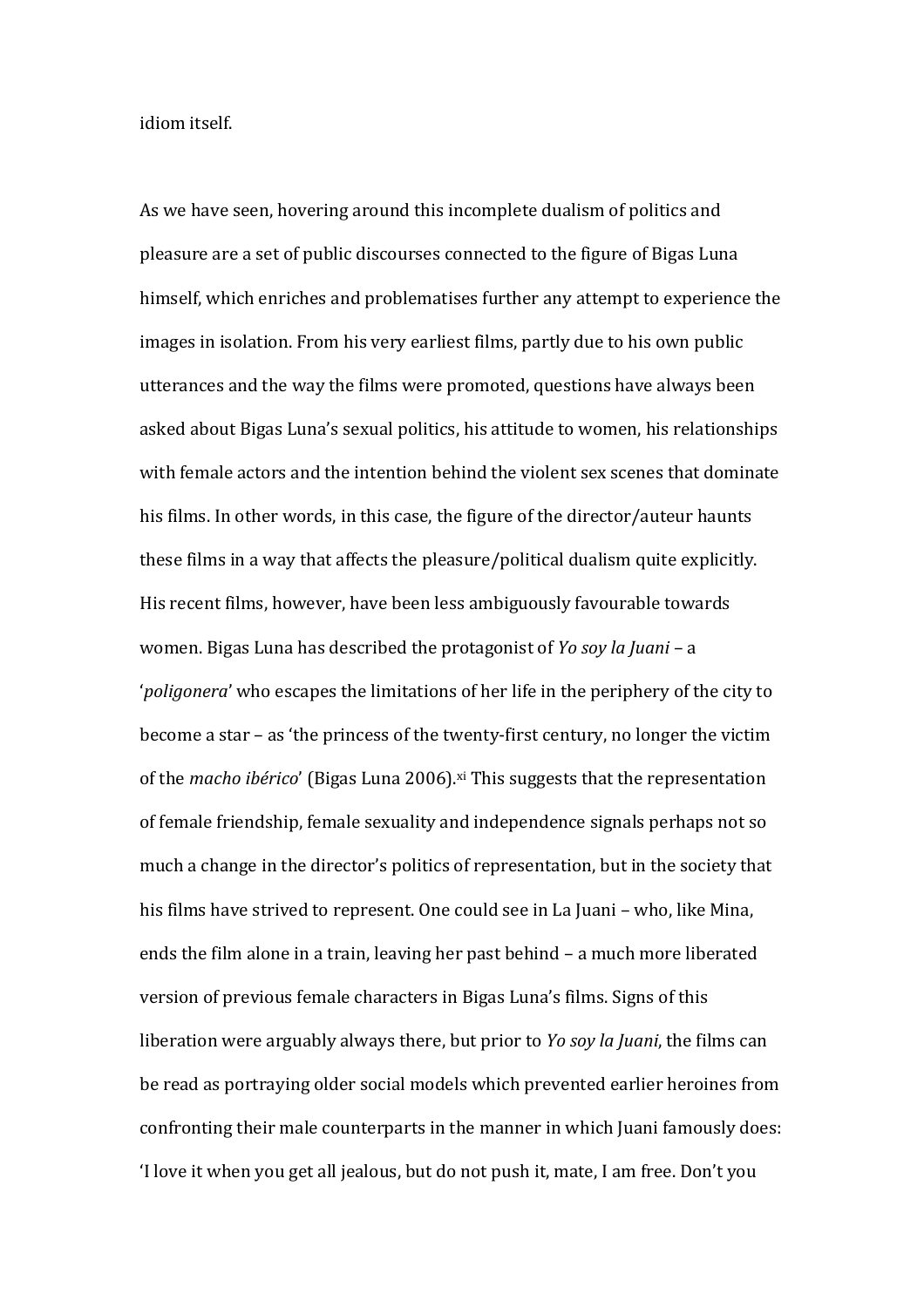idiom itself.

As we have seen, hovering around this incomplete dualism of politics and pleasure are a set of public discourses connected to the figure of Bigas Luna himself, which enriches and problematises further any attempt to experience the images in isolation. From his very earliest films, partly due to his own public utterances and the way the films were promoted, questions have always been asked about Bigas Luna's sexual politics, his attitude to women, his relationships with female actors and the intention behind the violent sex scenes that dominate his films. In other words, in this case, the figure of the director/auteur haunts these films in a way that affects the pleasure/political dualism quite explicitly. His recent films, however, have been less ambiguously favourable towards women. Bigas Luna has described the protagonist of *Yo soy la Juani* – a '*poligonera*' who escapes the limitations of her life in the periphery of the city to become a star – as 'the princess of the twenty-first century, no longer the victim of the *macho ibérico*' (Bigas Luna 2006).[xi] This suggests that the representation of female friendship, female sexuality and independence signals perhaps not so much a change in the director's politics of representation, but in the society that his films have strived to represent. One could see in La Juani – who, like Mina, ends the film alone in a train, leaving her past behind – a much more liberated version of previous female characters in Bigas Luna's films. Signs of this liberation were arguably always there, but prior to *Yo soy la Juani*, the films can be read as portraying older social models which prevented earlier heroines from confronting their male counterparts in the manner in which Juani famously does: 'I love it when you get all jealous, but do not push it, mate, I am free. Don't you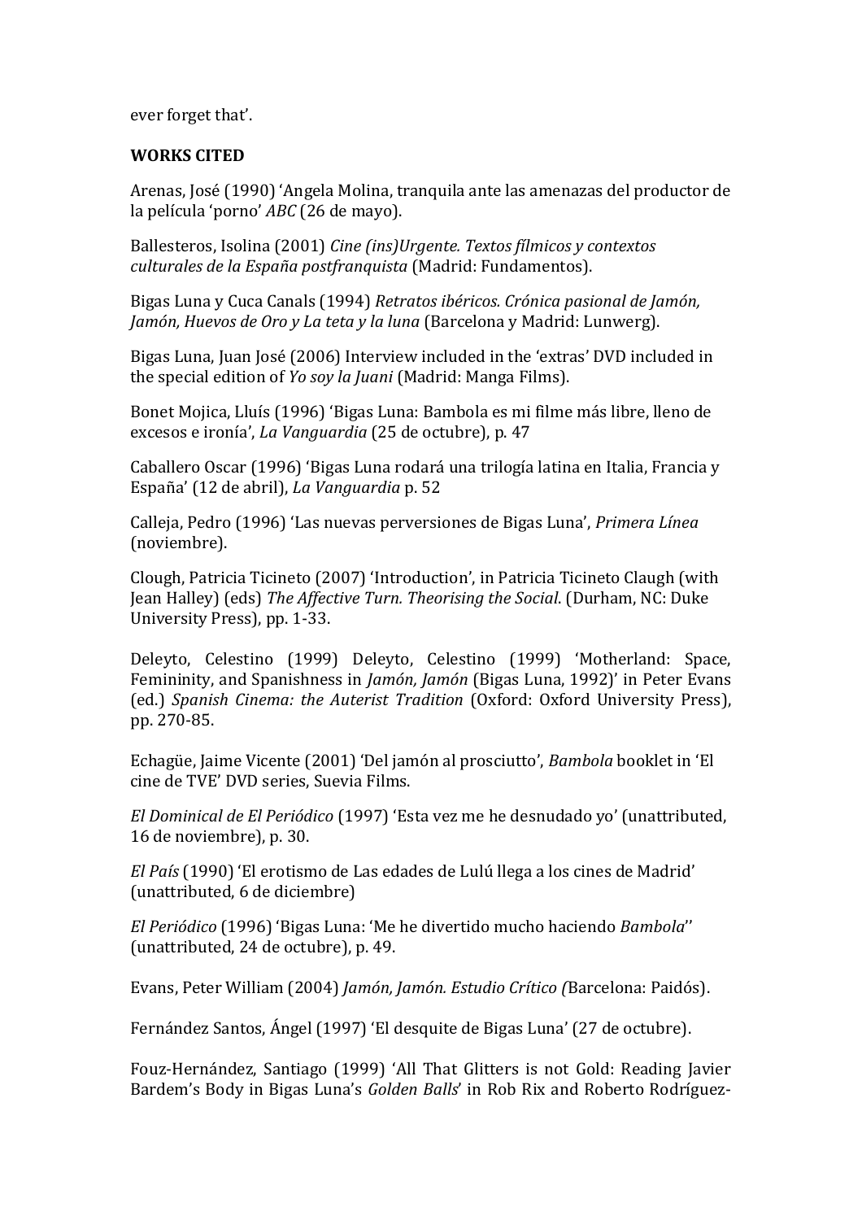ever forget that'.

**WORKS CITED**

Arenas, José (1990) 'Angela Molina, tranquila ante las amenazas del productor de la película 'porno' *ABC* (26 de mayo).

Ballesteros, Isolina (2001) *Cine (ins)Urgente. Textos fílmicos y contextos culturales de la España postfranquista* (Madrid: Fundamentos).

Bigas Luna y Cuca Canals (1994) *Retratos ibéricos. Crónica pasional de Jamón, Jamón, Huevos de Oro y La teta y la luna* (Barcelona y Madrid: Lunwerg).

Bigas Luna, Juan José (2006) Interview included in the 'extras' DVD included in the special edition of *Yo soy la Juani* (Madrid: Manga Films).

Bonet Mojica, Lluís (1996) 'Bigas Luna: Bambola es mi filme más libre, lleno de excesos e ironía', *La Vanguardia* (25 de octubre), p. 47

Caballero Oscar (1996) 'Bigas Luna rodará una trilogía latina en Italia, Francia y España' (12 de abril), *La Vanguardia* p. 52

Calleja, Pedro (1996) 'Las nuevas perversiones de Bigas Luna', *Primera Línea* (noviembre).

Clough, Patricia Ticineto (2007) 'Introduction', in Patricia Ticineto Claugh (with Jean Halley) (eds) *The Affective Turn. Theorising the Social*. (Durham, NC: Duke University Press), pp. 1-33.

Deleyto, Celestino (1999) Deleyto, Celestino (1999) 'Motherland: Space, Femininity, and Spanishness in *Jamón, Jamón* (Bigas Luna, 1992)' in Peter Evans (ed.) *Spanish Cinema: the Auterist Tradition* (Oxford: Oxford University Press), pp. 270-85.

Echagüe, Jaime Vicente (2001) 'Del jamón al prosciutto', *Bambola* booklet in 'El cine de TVE' DVD series, Suevia Films.

*El Dominical de El Periódico* (1997) 'Esta vez me he desnudado yo' (unattributed, 16 de noviembre), p. 30.

*El País* (1990) 'El erotismo de Las edades de Lulú llega a los cines de Madrid' (unattributed, 6 de diciembre)

*El Periódico* (1996) 'Bigas Luna: 'Me he divertido mucho haciendo *Bambola*'' (unattributed, 24 de octubre), p. 49.

Evans, Peter William (2004) *Jamón, Jamón. Estudio Crítico (*Barcelona: Paidós).

Fernández Santos, Ángel (1997) 'El desquite de Bigas Luna' (27 de octubre).

Fouz-Hernández, Santiago (1999) 'All That Glitters is not Gold: Reading Javier Bardem's Body in Bigas Luna's *Golden Balls*' in Rob Rix and Roberto Rodríguez-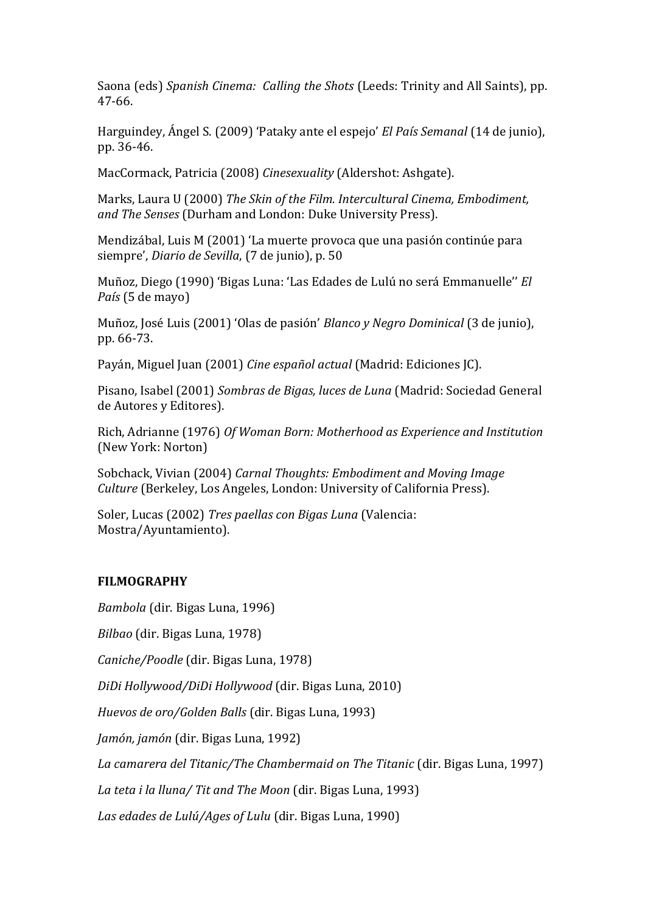Saona (eds) *Spanish Cinema: Calling the Shots* (Leeds: Trinity and All Saints), pp. 47-66.

Harguindey, Ángel S. (2009) 'Pataky ante el espejo' *El País Semanal* (14 de junio), pp. 36-46.

MacCormack, Patricia (2008) *Cinesexuality* (Aldershot: Ashgate).

Marks, Laura U (2000) *The Skin of the Film. Intercultural Cinema, Embodiment, and The Senses* (Durham and London: Duke University Press).

Mendizábal, Luis M (2001) 'La muerte provoca que una pasión continúe para siempre', *Diario de Sevilla*, (7 de junio), p. 50

Muñoz, Diego (1990) 'Bigas Luna: 'Las Edades de Lulú no será Emmanuelle'' *El País* (5 de mayo)

Muñoz, José Luis (2001) 'Olas de pasión' *Blanco y Negro Dominical* (3 de junio), pp. 66-73.

Payán, Miguel Juan (2001) *Cine español actual* (Madrid: Ediciones JC).

Pisano, Isabel (2001) *Sombras de Bigas, luces de Luna* (Madrid: Sociedad General de Autores y Editores).

Rich, Adrianne (1976) *Of Woman Born: Motherhood as Experience and Institution* (New York: Norton)

Sobchack, Vivian (2004) *Carnal Thoughts: Embodiment and Moving Image Culture* (Berkeley, Los Angeles, London: University of California Press).

Soler, Lucas (2002) *Tres paellas con Bigas Luna* (Valencia: Mostra/Ayuntamiento).

**FILMOGRAPHY**

*Bambola* (dir. Bigas Luna, 1996)

*Bilbao* (dir. Bigas Luna, 1978)

*Caniche/Poodle* (dir. Bigas Luna, 1978)

*DiDi Hollywood/DiDi Hollywood* (dir. Bigas Luna, 2010)

*Huevos de oro/Golden Balls* (dir. Bigas Luna, 1993)

*Jamón, jamón* (dir. Bigas Luna, 1992)

*La camarera del Titanic/The Chambermaid on The Titanic* (dir. Bigas Luna, 1997)

*La teta i la lluna/ Tit and The Moon* (dir. Bigas Luna, 1993)

*Las edades de Lulú/Ages of Lulu* (dir. Bigas Luna, 1990)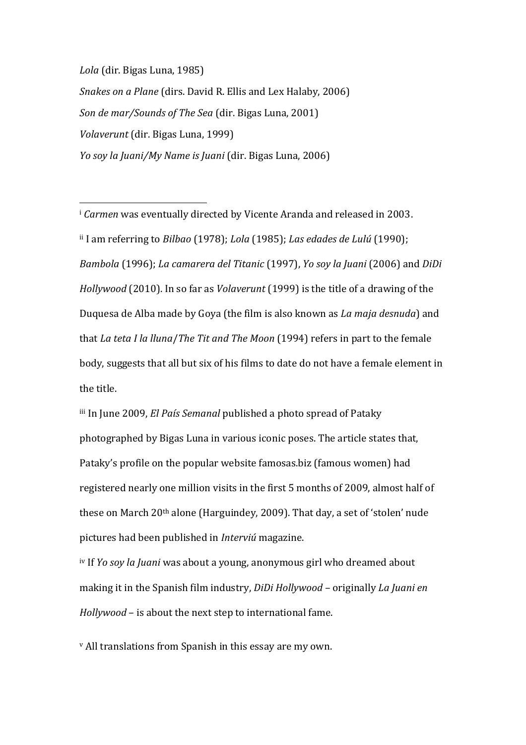*Lola* (dir. Bigas Luna, 1985)

*Snakes on a Plane* (dirs. David R. Ellis and Lex Halaby, 2006)

*Son de mar/Sounds of The Sea* (dir. Bigas Luna, 2001)

*Volaverunt* (dir. Bigas Luna, 1999)

*Yo soy la Juani/My Name is Juani* (dir. Bigas Luna, 2006)

---

[i] *Carmen* was eventually directed by Vicente Aranda and released in 2003.

[ii] I am referring to *Bilbao* (1978); *Lola* (1985); *Las edades de Lulú* (1990); *Bambola* (1996); *La camarera del Titanic* (1997), *Yo soy la Juani* (2006) and *DiDi Hollywood* (2010). In so far as *Volaverunt* (1999) is the title of a drawing of the Duquesa de Alba made by Goya (the film is also known as *La maja desnuda*) and that *La teta I la lluna*/*The Tit and The Moon* (1994) refers in part to the female body, suggests that all but six of his films to date do not have a female element in the title.

[iii] In June 2009, *El País Semanal* published a photo spread of Pataky photographed by Bigas Luna in various iconic poses. The article states that, Pataky's profile on the popular website famosas.biz (famous women) had registered nearly one million visits in the first 5 months of 2009, almost half of these on March 20th alone (Harguindey, 2009). That day, a set of 'stolen' nude pictures had been published in *Interviú* magazine.

[iv] If *Yo soy la Juani* was about a young, anonymous girl who dreamed about making it in the Spanish film industry, *DiDi Hollywood* – originally *La Juani en Hollywood* – is about the next step to international fame.

[v] All translations from Spanish in this essay are my own.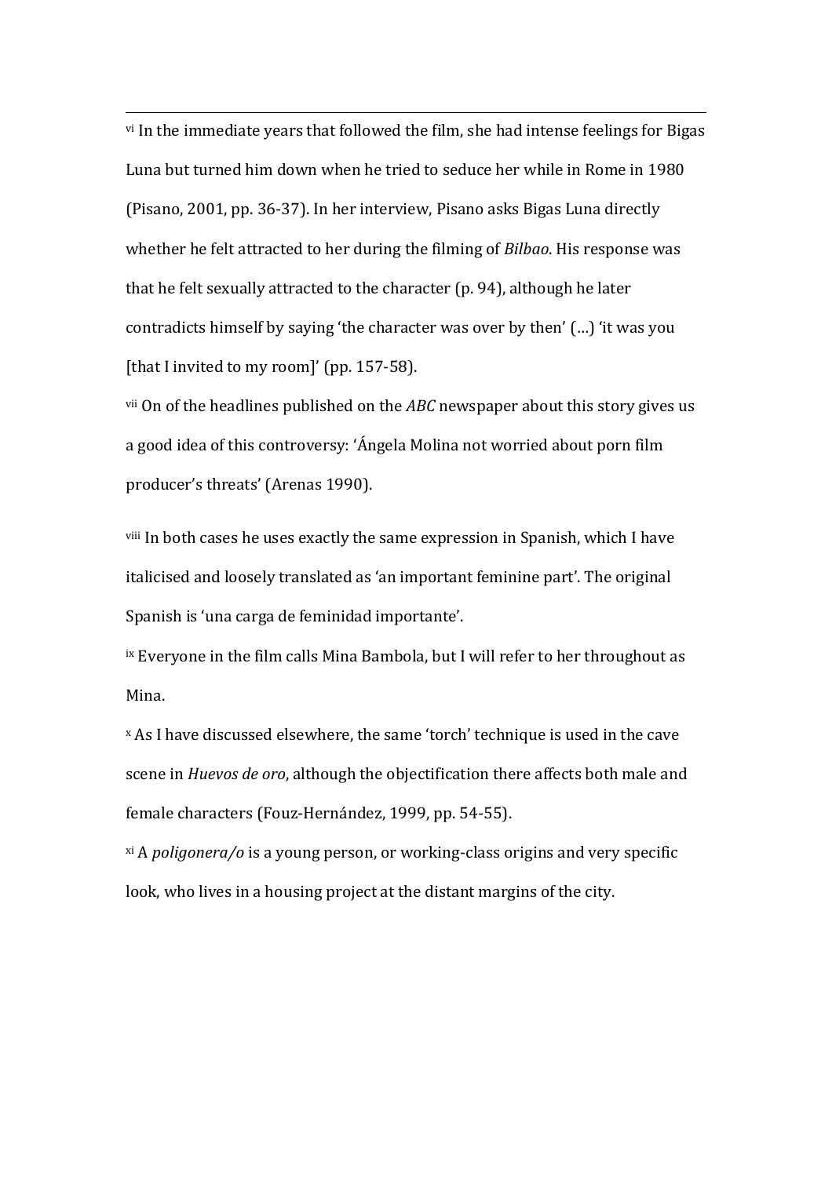---

[vi] In the immediate years that followed the film, she had intense feelings for Bigas Luna but turned him down when he tried to seduce her while in Rome in 1980 (Pisano, 2001, pp. 36-37). In her interview, Pisano asks Bigas Luna directly whether he felt attracted to her during the filming of *Bilbao*. His response was that he felt sexually attracted to the character (p. 94), although he later contradicts himself by saying 'the character was over by then' (…) 'it was you [that I invited to my room]' (pp. 157-58).

[vii] On of the headlines published on the *ABC* newspaper about this story gives us a good idea of this controversy: 'Ángela Molina not worried about porn film producer's threats' (Arenas 1990).

[viii] In both cases he uses exactly the same expression in Spanish, which I have italicised and loosely translated as 'an important feminine part'. The original Spanish is 'una carga de feminidad importante'.

[ix] Everyone in the film calls Mina Bambola, but I will refer to her throughout as Mina.

[x] As I have discussed elsewhere, the same 'torch' technique is used in the cave scene in *Huevos de oro*, although the objectification there affects both male and female characters (Fouz-Hernández, 1999, pp. 54-55).

[xi] A *poligonera/o* is a young person, or working-class origins and very specific look, who lives in a housing project at the distant margins of the city.